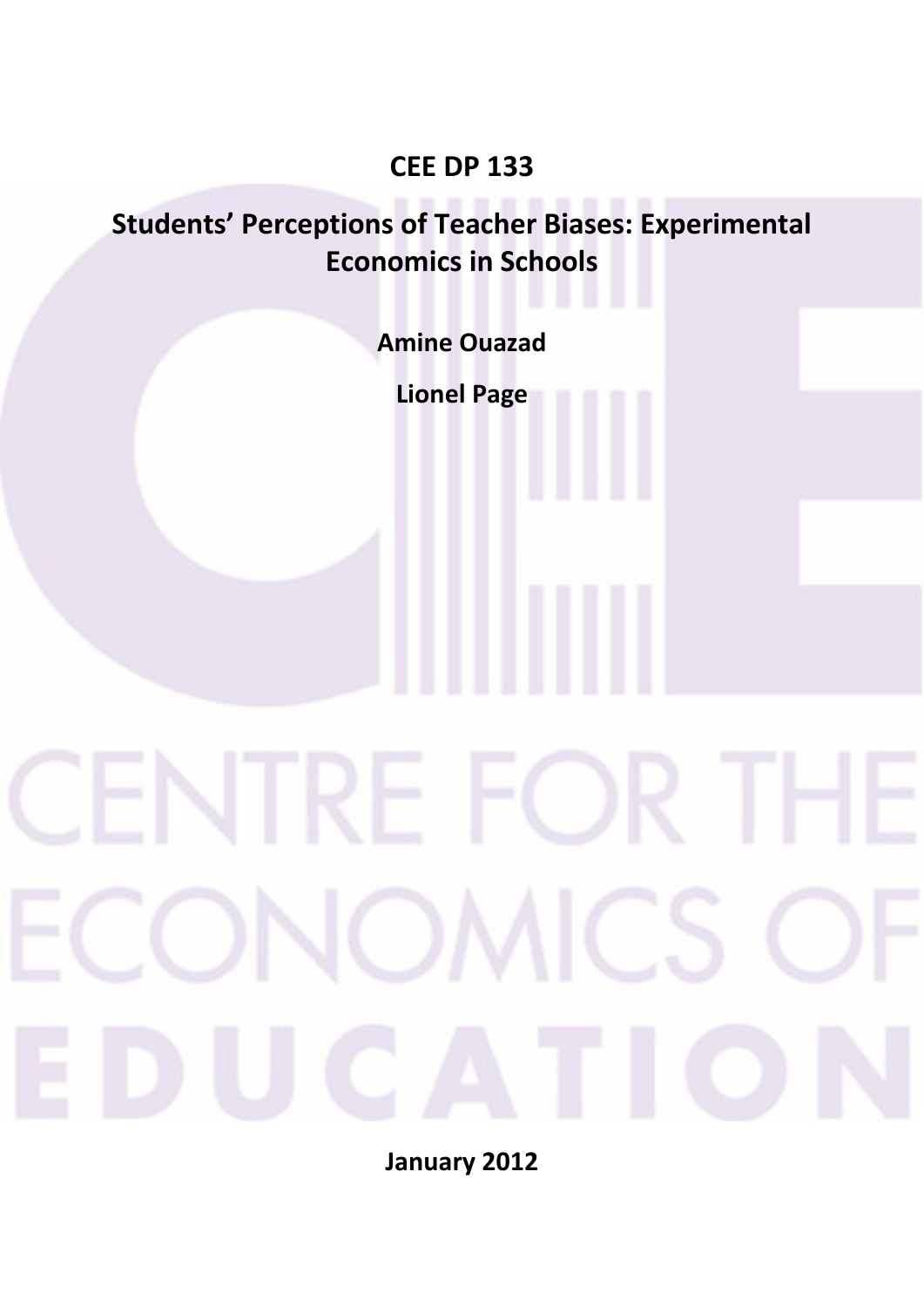**CEE DP 133**

# Students' Perceptions of Teacher Biases: Experimental Economics in Schools

**Amine Ouazad**

**Lionel Page**

**January 2012**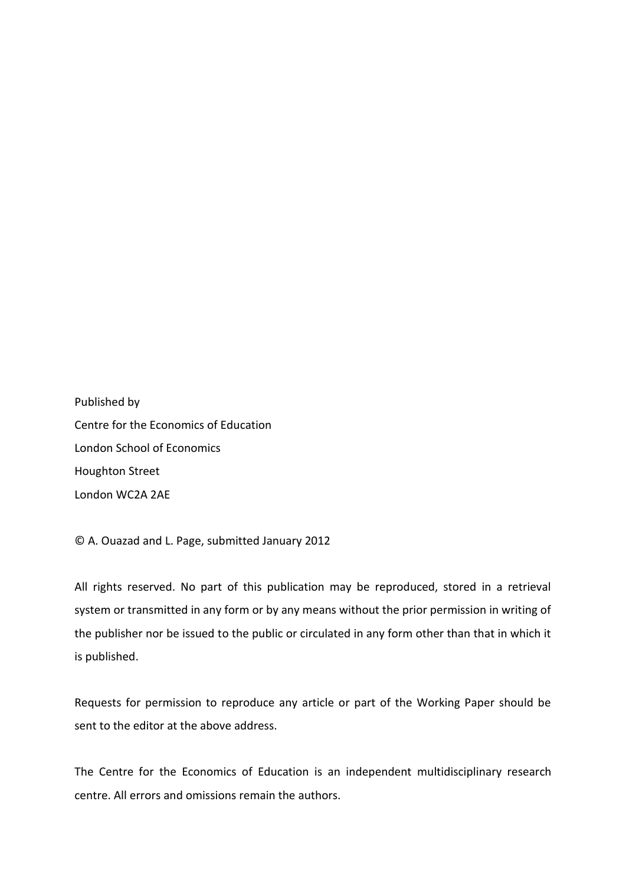Published by

Centre for the Economics of Education

London School of Economics

Houghton Street

London WC2A 2AE

© A. Ouazad and L. Page, submitted January 2012

All rights reserved. No part of this publication may be reproduced, stored in a retrieval system or transmitted in any form or by any means without the prior permission in writing of the publisher nor be issued to the public or circulated in any form other than that in which it is published.

Requests for permission to reproduce any article or part of the Working Paper should be sent to the editor at the above address.

The Centre for the Economics of Education is an independent multidisciplinary research centre. All errors and omissions remain the authors.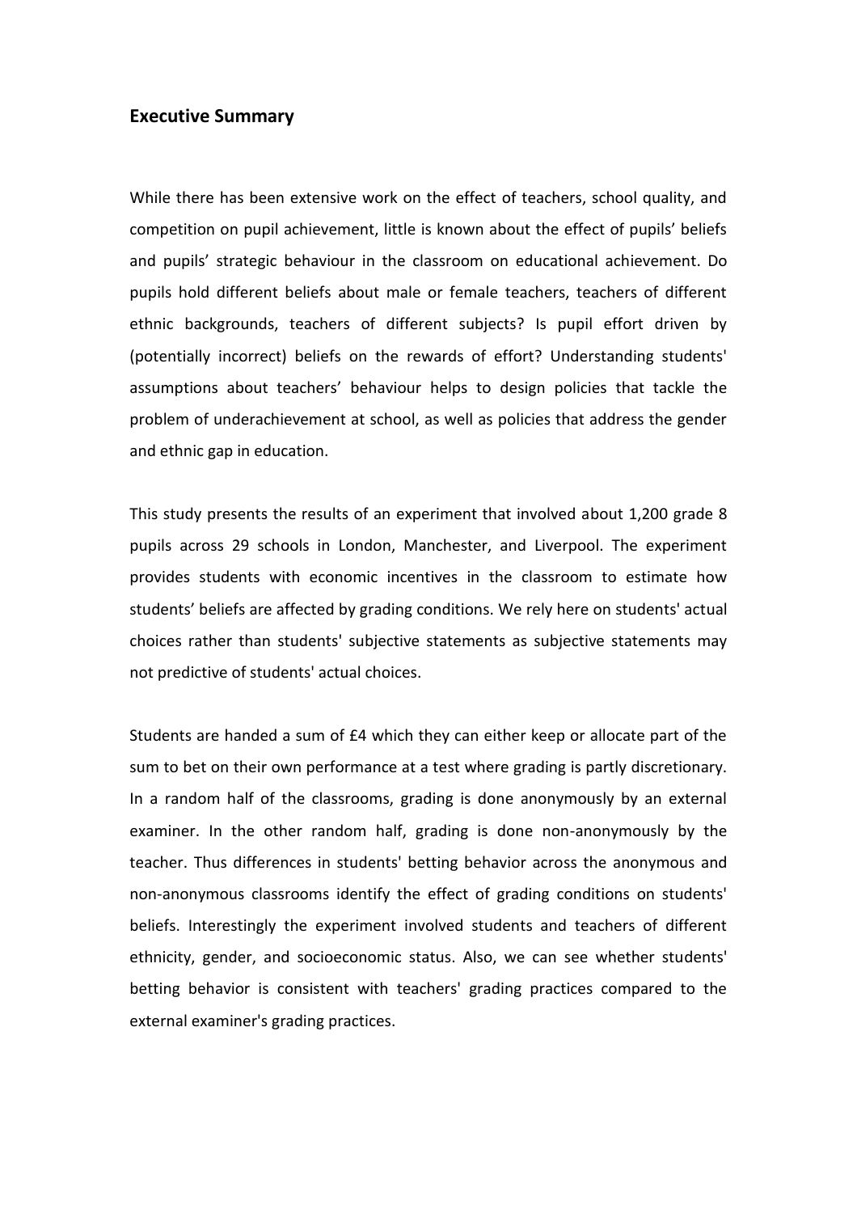## Executive Summary

While there has been extensive work on the effect of teachers, school quality, and competition on pupil achievement, little is known about the effect of pupils' beliefs and pupils' strategic behaviour in the classroom on educational achievement. Do pupils hold different beliefs about male or female teachers, teachers of different ethnic backgrounds, teachers of different subjects? Is pupil effort driven by (potentially incorrect) beliefs on the rewards of effort? Understanding students' assumptions about teachers' behaviour helps to design policies that tackle the problem of underachievement at school, as well as policies that address the gender and ethnic gap in education.

This study presents the results of an experiment that involved about 1,200 grade 8 pupils across 29 schools in London, Manchester, and Liverpool. The experiment provides students with economic incentives in the classroom to estimate how students' beliefs are affected by grading conditions. We rely here on students' actual choices rather than students' subjective statements as subjective statements may not predictive of students' actual choices.

Students are handed a sum of £4 which they can either keep or allocate part of the sum to bet on their own performance at a test where grading is partly discretionary. In a random half of the classrooms, grading is done anonymously by an external examiner. In the other random half, grading is done non-anonymously by the teacher. Thus differences in students' betting behavior across the anonymous and non-anonymous classrooms identify the effect of grading conditions on students' beliefs. Interestingly the experiment involved students and teachers of different ethnicity, gender, and socioeconomic status. Also, we can see whether students' betting behavior is consistent with teachers' grading practices compared to the external examiner's grading practices.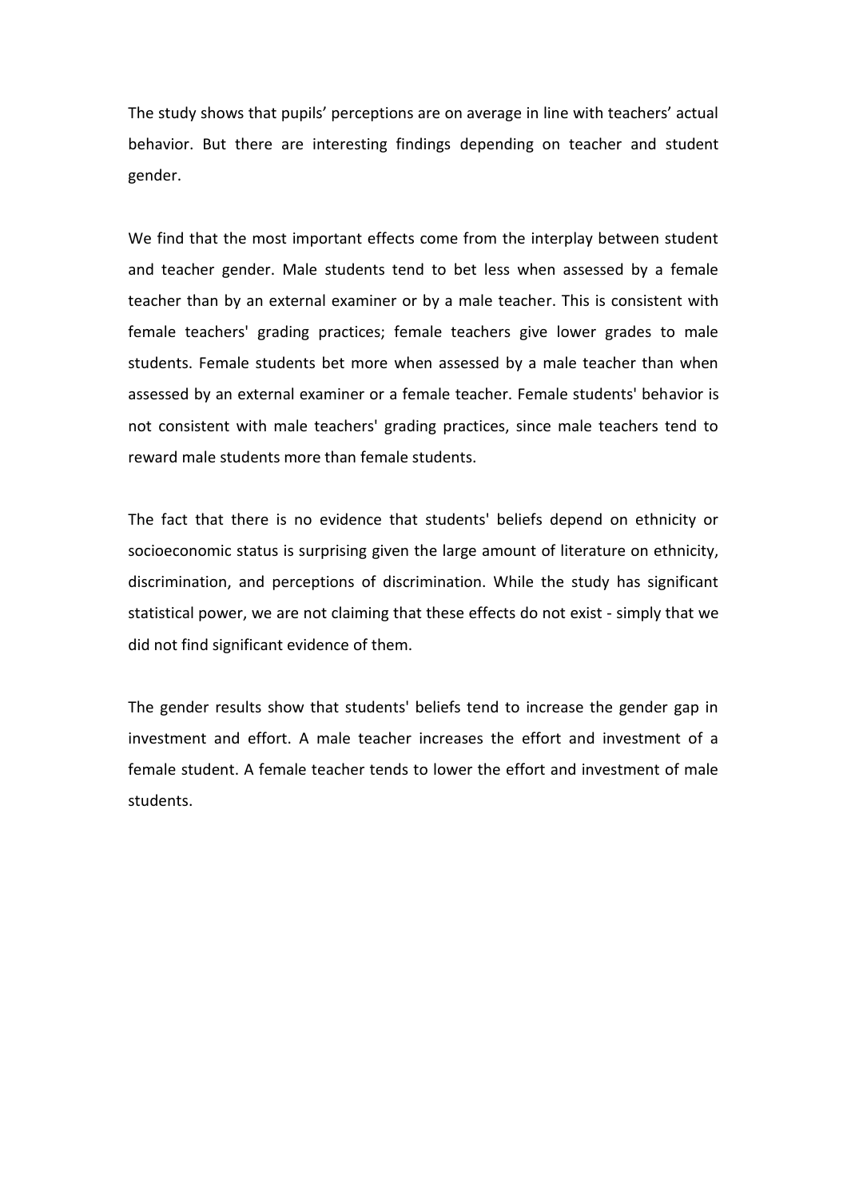The study shows that pupils' perceptions are on average in line with teachers' actual behavior. But there are interesting findings depending on teacher and student gender.

We find that the most important effects come from the interplay between student and teacher gender. Male students tend to bet less when assessed by a female teacher than by an external examiner or by a male teacher. This is consistent with female teachers' grading practices; female teachers give lower grades to male students. Female students bet more when assessed by a male teacher than when assessed by an external examiner or a female teacher. Female students' behavior is not consistent with male teachers' grading practices, since male teachers tend to reward male students more than female students.

The fact that there is no evidence that students' beliefs depend on ethnicity or socioeconomic status is surprising given the large amount of literature on ethnicity, discrimination, and perceptions of discrimination. While the study has significant statistical power, we are not claiming that these effects do not exist - simply that we did not find significant evidence of them.

The gender results show that students' beliefs tend to increase the gender gap in investment and effort. A male teacher increases the effort and investment of a female student. A female teacher tends to lower the effort and investment of male students.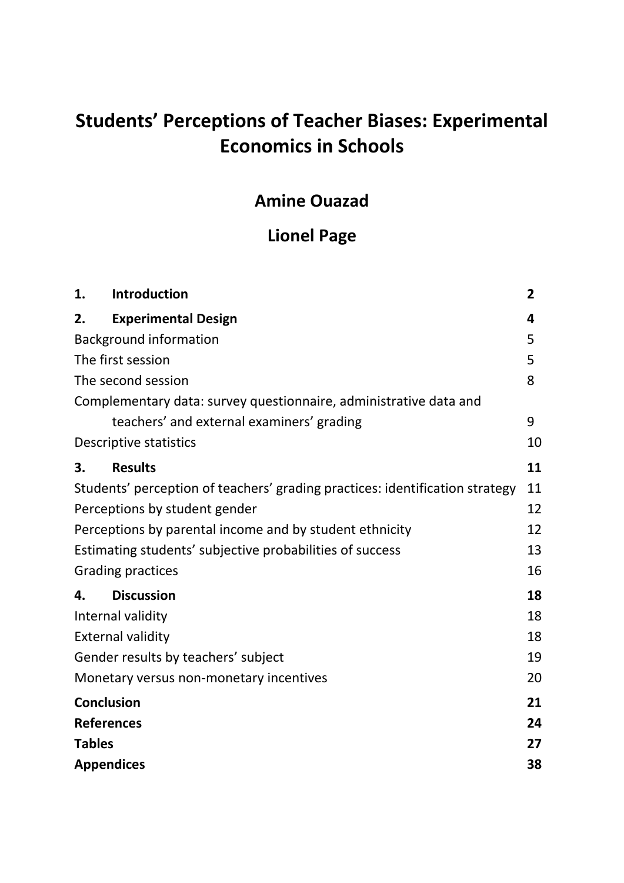# Students' Perceptions of Teacher Biases: Experimental Economics in Schools

## Amine Ouazad

## Lionel Page

| | | |
|---|---|---|
| **1.** | **Introduction** | **2** |
| **2.** | **Experimental Design** | **4** |
| Background information | | 5 |
| The first session | | 5 |
| The second session | | 8 |
| Complementary data: survey questionnaire, administrative data and teachers' and external examiners' grading | | 9 |
| Descriptive statistics | | 10 |
| **3.** | **Results** | **11** |
| Students' perception of teachers' grading practices: identification strategy | | 11 |
| Perceptions by student gender | | 12 |
| Perceptions by parental income and by student ethnicity | | 12 |
| Estimating students' subjective probabilities of success | | 13 |
| Grading practices | | 16 |
| **4.** | **Discussion** | **18** |
| Internal validity | | 18 |
| External validity | | 18 |
| Gender results by teachers' subject | | 19 |
| Monetary versus non-monetary incentives | | 20 |
| **Conclusion** | | **21** |
| **References** | | **24** |
| **Tables** | | **27** |
| **Appendices** | | **38** |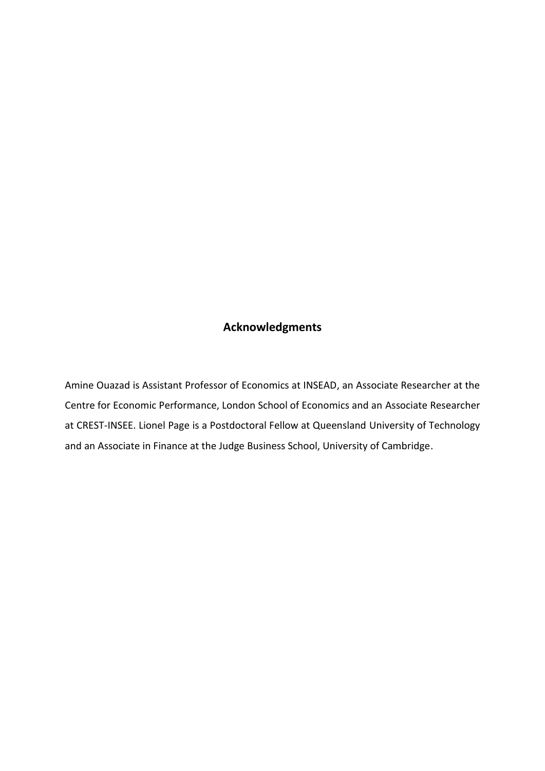## Acknowledgments

Amine Ouazad is Assistant Professor of Economics at INSEAD, an Associate Researcher at the Centre for Economic Performance, London School of Economics and an Associate Researcher at CREST-INSEE. Lionel Page is a Postdoctoral Fellow at Queensland University of Technology and an Associate in Finance at the Judge Business School, University of Cambridge.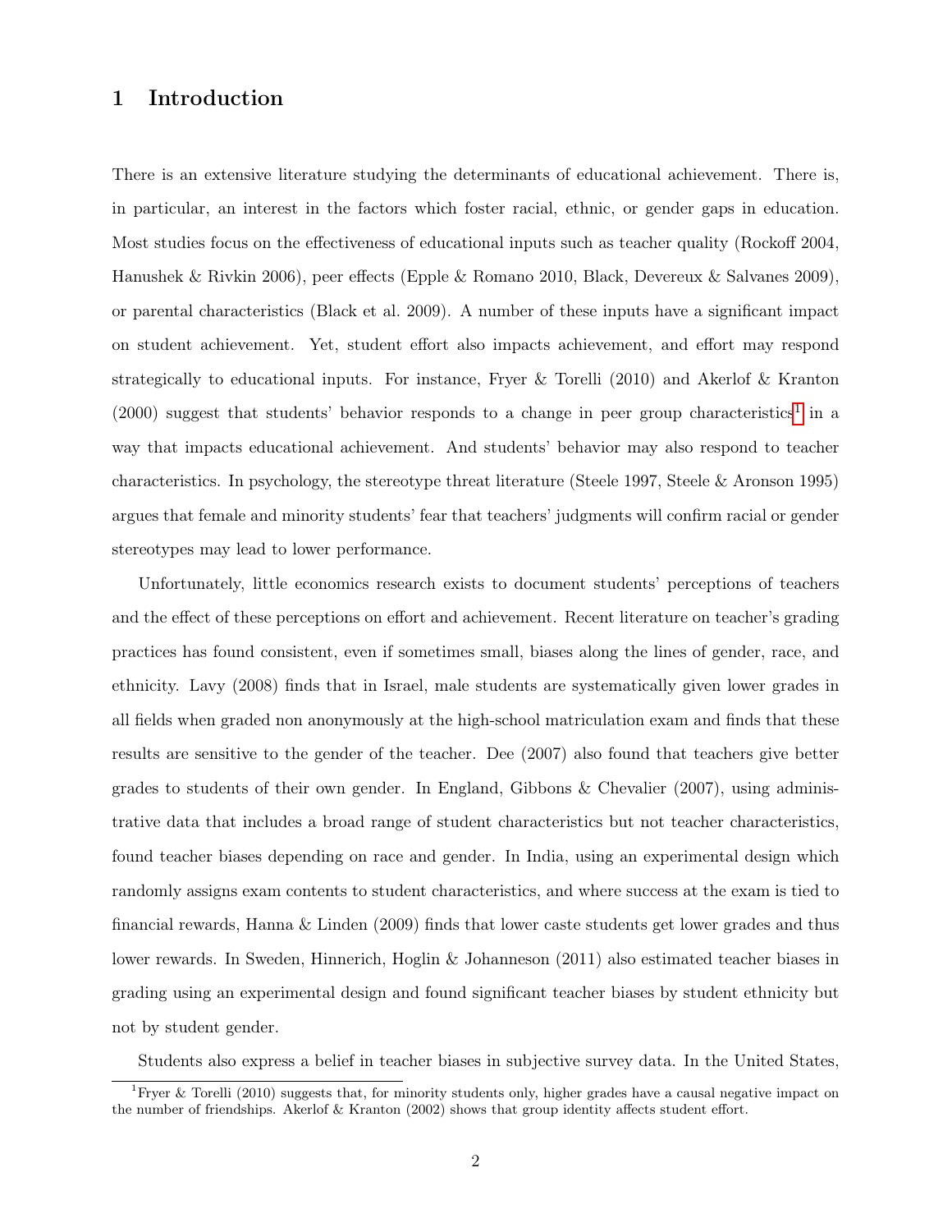# 1 Introduction

There is an extensive literature studying the determinants of educational achievement. There is, in particular, an interest in the factors which foster racial, ethnic, or gender gaps in education. Most studies focus on the effectiveness of educational inputs such as teacher quality (Rockoff 2004, Hanushek & Rivkin 2006), peer effects (Epple & Romano 2010, Black, Devereux & Salvanes 2009), or parental characteristics (Black et al. 2009). A number of these inputs have a significant impact on student achievement. Yet, student effort also impacts achievement, and effort may respond strategically to educational inputs. For instance, Fryer & Torelli (2010) and Akerlof & Kranton (2000) suggest that students' behavior responds to a change in peer group characteristics[1] in a way that impacts educational achievement. And students' behavior may also respond to teacher characteristics. In psychology, the stereotype threat literature (Steele 1997, Steele & Aronson 1995) argues that female and minority students' fear that teachers' judgments will confirm racial or gender stereotypes may lead to lower performance.

Unfortunately, little economics research exists to document students' perceptions of teachers and the effect of these perceptions on effort and achievement. Recent literature on teacher's grading practices has found consistent, even if sometimes small, biases along the lines of gender, race, and ethnicity. Lavy (2008) finds that in Israel, male students are systematically given lower grades in all fields when graded non anonymously at the high-school matriculation exam and finds that these results are sensitive to the gender of the teacher. Dee (2007) also found that teachers give better grades to students of their own gender. In England, Gibbons & Chevalier (2007), using administrative data that includes a broad range of student characteristics but not teacher characteristics, found teacher biases depending on race and gender. In India, using an experimental design which randomly assigns exam contents to student characteristics, and where success at the exam is tied to financial rewards, Hanna & Linden (2009) finds that lower caste students get lower grades and thus lower rewards. In Sweden, Hinnerich, Hoglin & Johanneson (2011) also estimated teacher biases in grading using an experimental design and found significant teacher biases by student ethnicity but not by student gender.

Students also express a belief in teacher biases in subjective survey data. In the United States,

[1] Fryer & Torelli (2010) suggests that, for minority students only, higher grades have a causal negative impact on the number of friendships. Akerlof & Kranton (2002) shows that group identity affects student effort.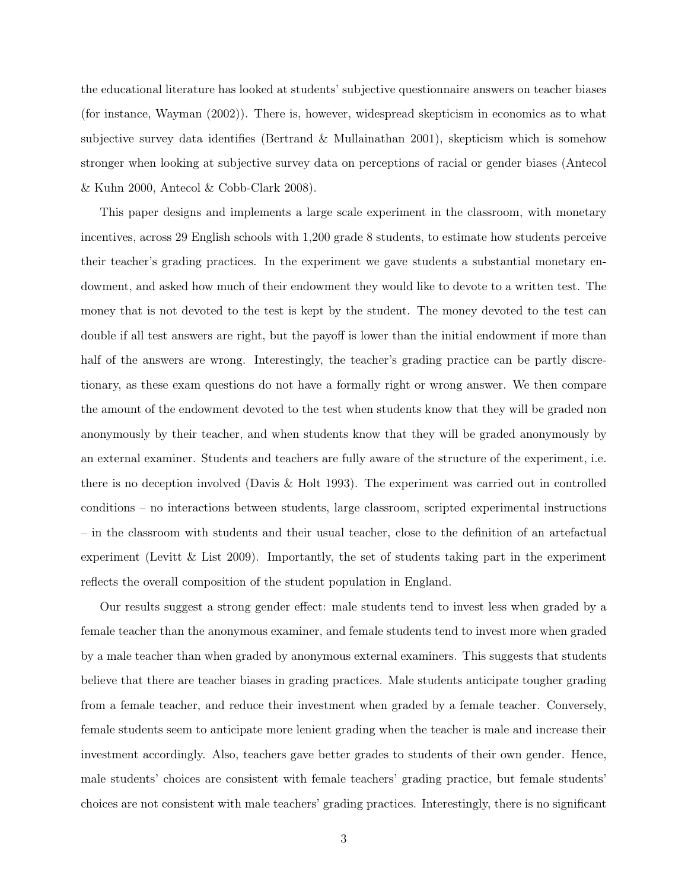the educational literature has looked at students' subjective questionnaire answers on teacher biases (for instance, Wayman (2002)). There is, however, widespread skepticism in economics as to what subjective survey data identifies (Bertrand & Mullainathan 2001), skepticism which is somehow stronger when looking at subjective survey data on perceptions of racial or gender biases (Antecol & Kuhn 2000, Antecol & Cobb-Clark 2008).

This paper designs and implements a large scale experiment in the classroom, with monetary incentives, across 29 English schools with 1,200 grade 8 students, to estimate how students perceive their teacher's grading practices. In the experiment we gave students a substantial monetary endowment, and asked how much of their endowment they would like to devote to a written test. The money that is not devoted to the test is kept by the student. The money devoted to the test can double if all test answers are right, but the payoff is lower than the initial endowment if more than half of the answers are wrong. Interestingly, the teacher's grading practice can be partly discretionary, as these exam questions do not have a formally right or wrong answer. We then compare the amount of the endowment devoted to the test when students know that they will be graded non anonymously by their teacher, and when students know that they will be graded anonymously by an external examiner. Students and teachers are fully aware of the structure of the experiment, i.e. there is no deception involved (Davis & Holt 1993). The experiment was carried out in controlled conditions – no interactions between students, large classroom, scripted experimental instructions – in the classroom with students and their usual teacher, close to the definition of an artefactual experiment (Levitt & List 2009). Importantly, the set of students taking part in the experiment reflects the overall composition of the student population in England.

Our results suggest a strong gender effect: male students tend to invest less when graded by a female teacher than the anonymous examiner, and female students tend to invest more when graded by a male teacher than when graded by anonymous external examiners. This suggests that students believe that there are teacher biases in grading practices. Male students anticipate tougher grading from a female teacher, and reduce their investment when graded by a female teacher. Conversely, female students seem to anticipate more lenient grading when the teacher is male and increase their investment accordingly. Also, teachers gave better grades to students of their own gender. Hence, male students' choices are consistent with female teachers' grading practice, but female students' choices are not consistent with male teachers' grading practices. Interestingly, there is no significant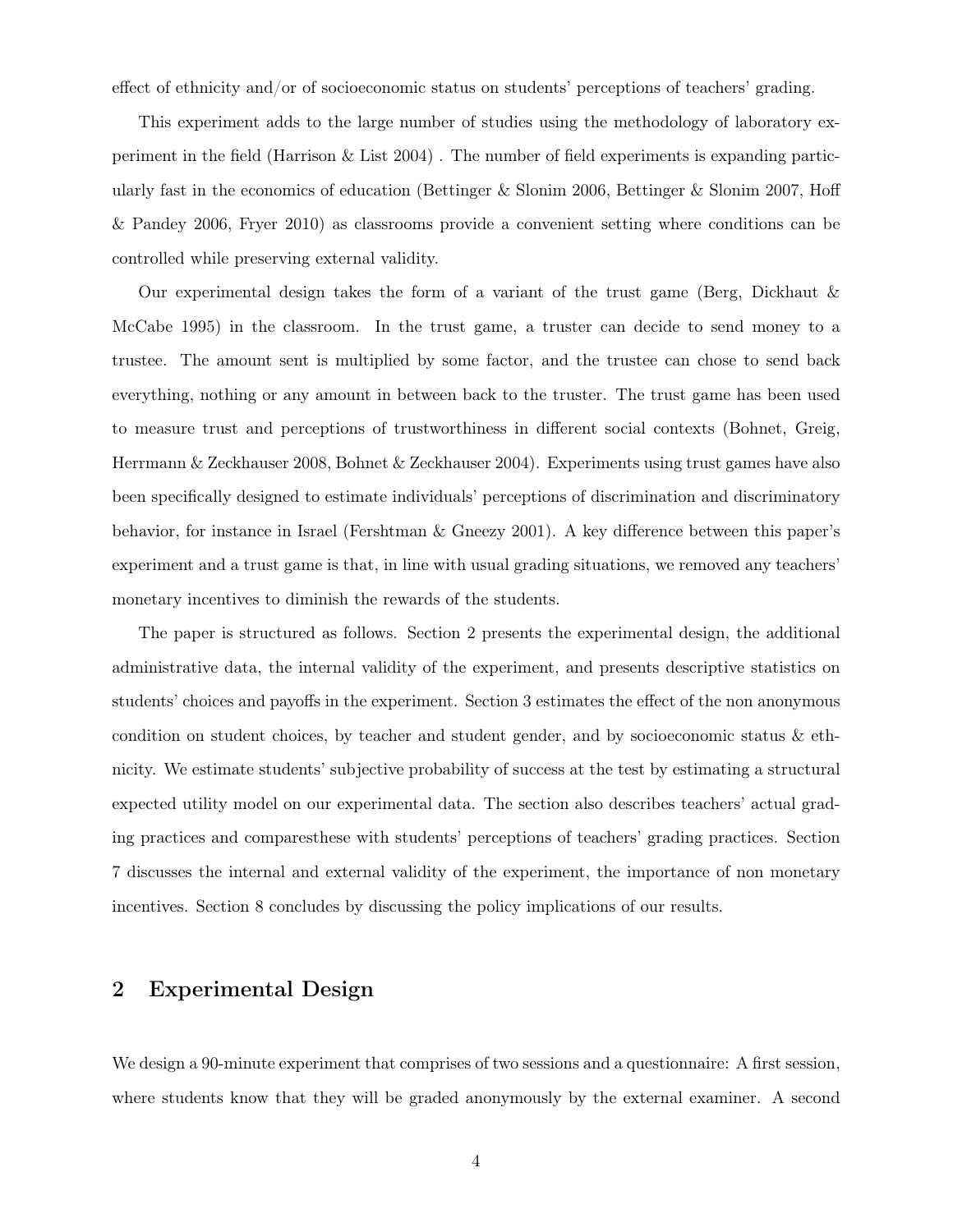effect of ethnicity and/or of socioeconomic status on students' perceptions of teachers' grading.

This experiment adds to the large number of studies using the methodology of laboratory experiment in the field (Harrison & List 2004) . The number of field experiments is expanding particularly fast in the economics of education (Bettinger & Slonim 2006, Bettinger & Slonim 2007, Hoff & Pandey 2006, Fryer 2010) as classrooms provide a convenient setting where conditions can be controlled while preserving external validity.

Our experimental design takes the form of a variant of the trust game (Berg, Dickhaut & McCabe 1995) in the classroom. In the trust game, a truster can decide to send money to a trustee. The amount sent is multiplied by some factor, and the trustee can chose to send back everything, nothing or any amount in between back to the truster. The trust game has been used to measure trust and perceptions of trustworthiness in different social contexts (Bohnet, Greig, Herrmann & Zeckhauser 2008, Bohnet & Zeckhauser 2004). Experiments using trust games have also been specifically designed to estimate individuals' perceptions of discrimination and discriminatory behavior, for instance in Israel (Fershtman & Gneezy 2001). A key difference between this paper's experiment and a trust game is that, in line with usual grading situations, we removed any teachers' monetary incentives to diminish the rewards of the students.

The paper is structured as follows. Section 2 presents the experimental design, the additional administrative data, the internal validity of the experiment, and presents descriptive statistics on students' choices and payoffs in the experiment. Section 3 estimates the effect of the non anonymous condition on student choices, by teacher and student gender, and by socioeconomic status & ethnicity. We estimate students' subjective probability of success at the test by estimating a structural expected utility model on our experimental data. The section also describes teachers' actual grading practices and comparesthese with students' perceptions of teachers' grading practices. Section 7 discusses the internal and external validity of the experiment, the importance of non monetary incentives. Section 8 concludes by discussing the policy implications of our results.

## 2 Experimental Design

We design a 90-minute experiment that comprises of two sessions and a questionnaire: A first session, where students know that they will be graded anonymously by the external examiner. A second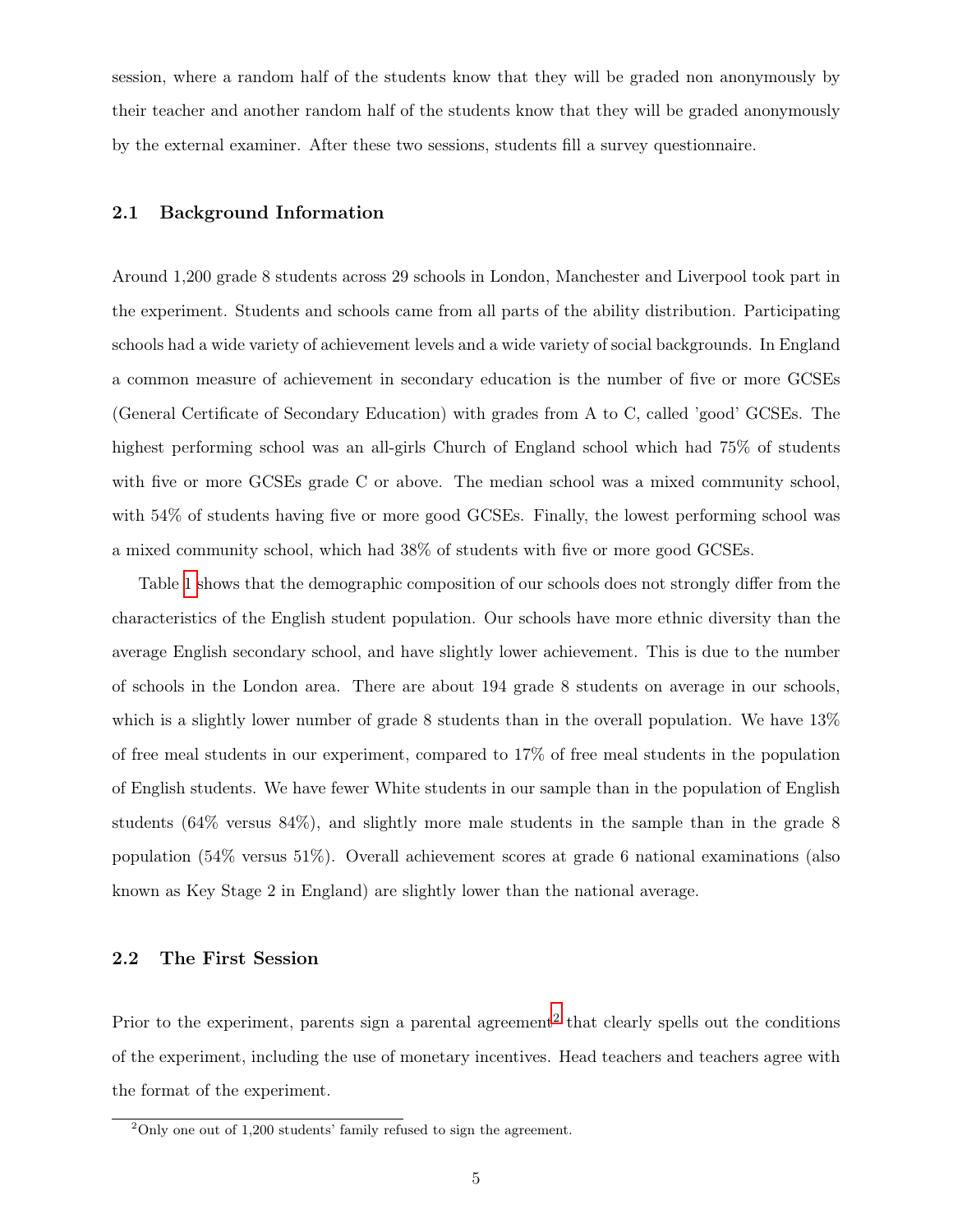session, where a random half of the students know that they will be graded non anonymously by their teacher and another random half of the students know that they will be graded anonymously by the external examiner. After these two sessions, students fill a survey questionnaire.

## 2.1 Background Information

Around 1,200 grade 8 students across 29 schools in London, Manchester and Liverpool took part in the experiment. Students and schools came from all parts of the ability distribution. Participating schools had a wide variety of achievement levels and a wide variety of social backgrounds. In England a common measure of achievement in secondary education is the number of five or more GCSEs (General Certificate of Secondary Education) with grades from A to C, called 'good' GCSEs. The highest performing school was an all-girls Church of England school which had 75% of students with five or more GCSEs grade C or above. The median school was a mixed community school, with 54% of students having five or more good GCSEs. Finally, the lowest performing school was a mixed community school, which had 38% of students with five or more good GCSEs.

Table 1 shows that the demographic composition of our schools does not strongly differ from the characteristics of the English student population. Our schools have more ethnic diversity than the average English secondary school, and have slightly lower achievement. This is due to the number of schools in the London area. There are about 194 grade 8 students on average in our schools, which is a slightly lower number of grade 8 students than in the overall population. We have 13% of free meal students in our experiment, compared to 17% of free meal students in the population of English students. We have fewer White students in our sample than in the population of English students (64% versus 84%), and slightly more male students in the sample than in the grade 8 population (54% versus 51%). Overall achievement scores at grade 6 national examinations (also known as Key Stage 2 in England) are slightly lower than the national average.

## 2.2 The First Session

Prior to the experiment, parents sign a parental agreement[2] that clearly spells out the conditions of the experiment, including the use of monetary incentives. Head teachers and teachers agree with the format of the experiment.

[2] Only one out of 1,200 students' family refused to sign the agreement.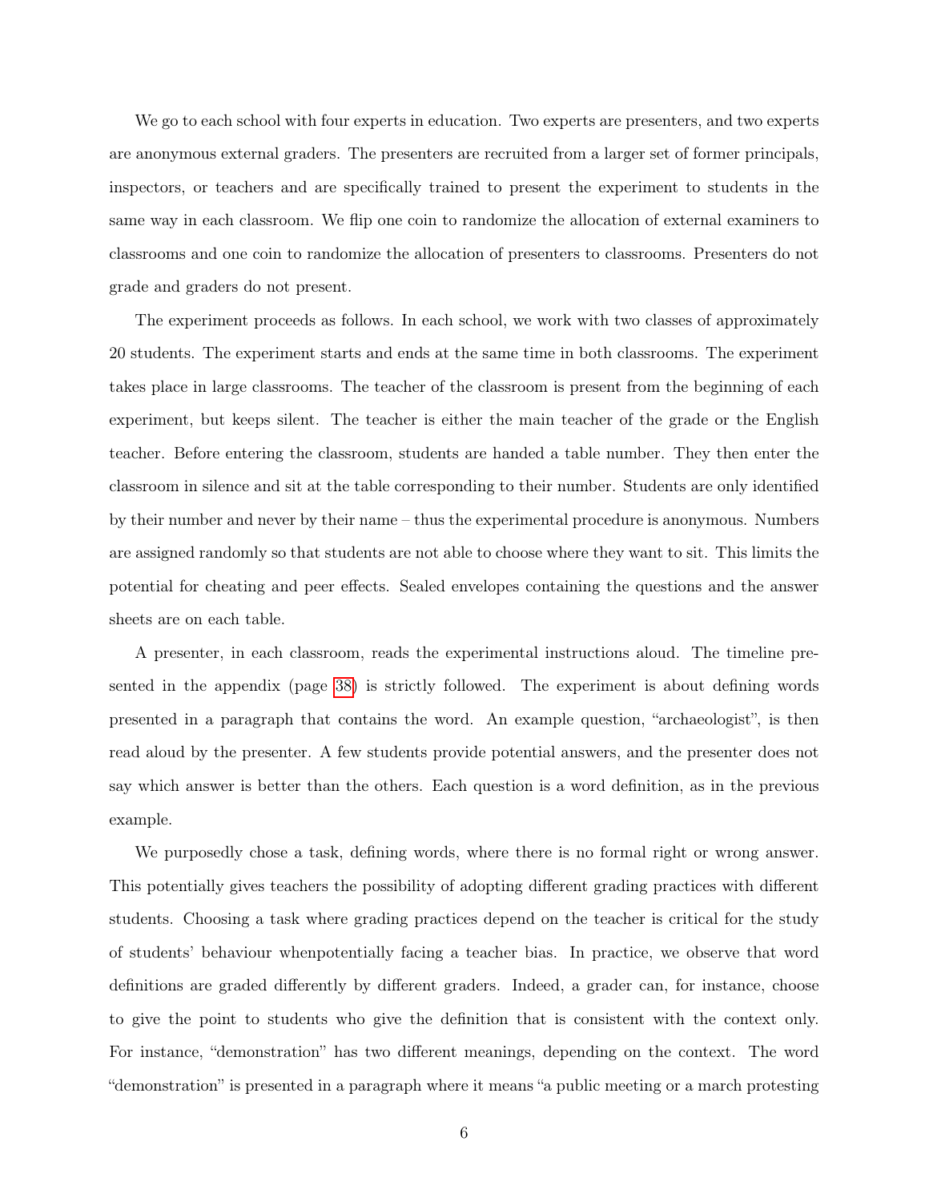We go to each school with four experts in education. Two experts are presenters, and two experts are anonymous external graders. The presenters are recruited from a larger set of former principals, inspectors, or teachers and are specifically trained to present the experiment to students in the same way in each classroom. We flip one coin to randomize the allocation of external examiners to classrooms and one coin to randomize the allocation of presenters to classrooms. Presenters do not grade and graders do not present.

The experiment proceeds as follows. In each school, we work with two classes of approximately 20 students. The experiment starts and ends at the same time in both classrooms. The experiment takes place in large classrooms. The teacher of the classroom is present from the beginning of each experiment, but keeps silent. The teacher is either the main teacher of the grade or the English teacher. Before entering the classroom, students are handed a table number. They then enter the classroom in silence and sit at the table corresponding to their number. Students are only identified by their number and never by their name – thus the experimental procedure is anonymous. Numbers are assigned randomly so that students are not able to choose where they want to sit. This limits the potential for cheating and peer effects. Sealed envelopes containing the questions and the answer sheets are on each table.

A presenter, in each classroom, reads the experimental instructions aloud. The timeline presented in the appendix (page 38) is strictly followed. The experiment is about defining words presented in a paragraph that contains the word. An example question, "archaeologist", is then read aloud by the presenter. A few students provide potential answers, and the presenter does not say which answer is better than the others. Each question is a word definition, as in the previous example.

We purposedly chose a task, defining words, where there is no formal right or wrong answer. This potentially gives teachers the possibility of adopting different grading practices with different students. Choosing a task where grading practices depend on the teacher is critical for the study of students' behaviour whenpotentially facing a teacher bias. In practice, we observe that word definitions are graded differently by different graders. Indeed, a grader can, for instance, choose to give the point to students who give the definition that is consistent with the context only. For instance, "demonstration" has two different meanings, depending on the context. The word "demonstration" is presented in a paragraph where it means "a public meeting or a march protesting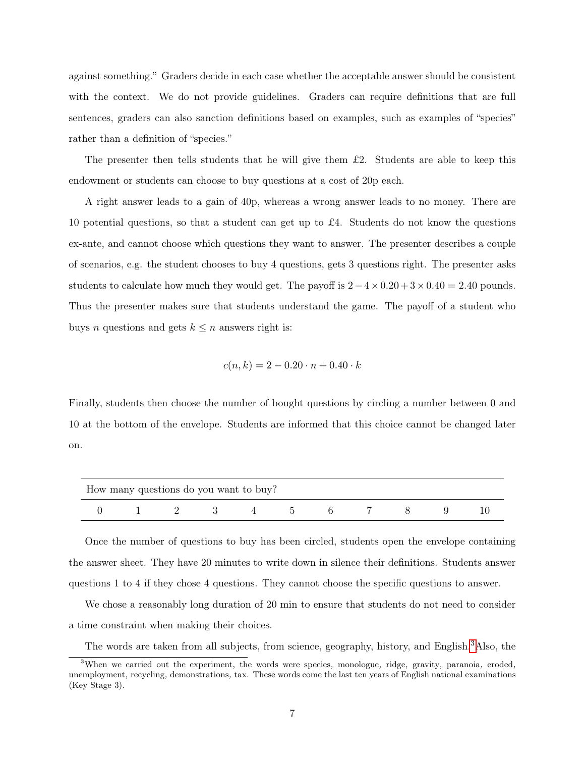against something." Graders decide in each case whether the acceptable answer should be consistent with the context. We do not provide guidelines. Graders can require definitions that are full sentences, graders can also sanction definitions based on examples, such as examples of "species" rather than a definition of "species."

The presenter then tells students that he will give them £2. Students are able to keep this endowment or students can choose to buy questions at a cost of 20p each.

A right answer leads to a gain of 40p, whereas a wrong answer leads to no money. There are 10 potential questions, so that a student can get up to £4. Students do not know the questions ex-ante, and cannot choose which questions they want to answer. The presenter describes a couple of scenarios, e.g. the student chooses to buy 4 questions, gets 3 questions right. The presenter asks students to calculate how much they would get. The payoff is $2 - 4 \times 0.20 + 3 \times 0.40 = 2.40$ pounds. Thus the presenter makes sure that students understand the game. The payoff of a student who buys $n$ questions and gets $k \leq n$ answers right is:

$$c(n, k) = 2 - 0.20 \cdot n + 0.40 \cdot k$$

Finally, students then choose the number of bought questions by circling a number between 0 and 10 at the bottom of the envelope. Students are informed that this choice cannot be changed later on.

| How many questions do you want to buy? | | | | | | | | | | |
|---|---|---|---|---|---|---|---|---|---|---|
| 0 | 1 | 2 | 3 | 4 | 5 | 6 | 7 | 8 | 9 | 10 |

Once the number of questions to buy has been circled, students open the envelope containing the answer sheet. They have 20 minutes to write down in silence their definitions. Students answer questions 1 to 4 if they chose 4 questions. They cannot choose the specific questions to answer.

We chose a reasonably long duration of 20 min to ensure that students do not need to consider a time constraint when making their choices.

The words are taken from all subjects, from science, geography, history, and English.[3] Also, the

[3] When we carried out the experiment, the words were species, monologue, ridge, gravity, paranoia, eroded, unemployment, recycling, demonstrations, tax. These words come the last ten years of English national examinations (Key Stage 3).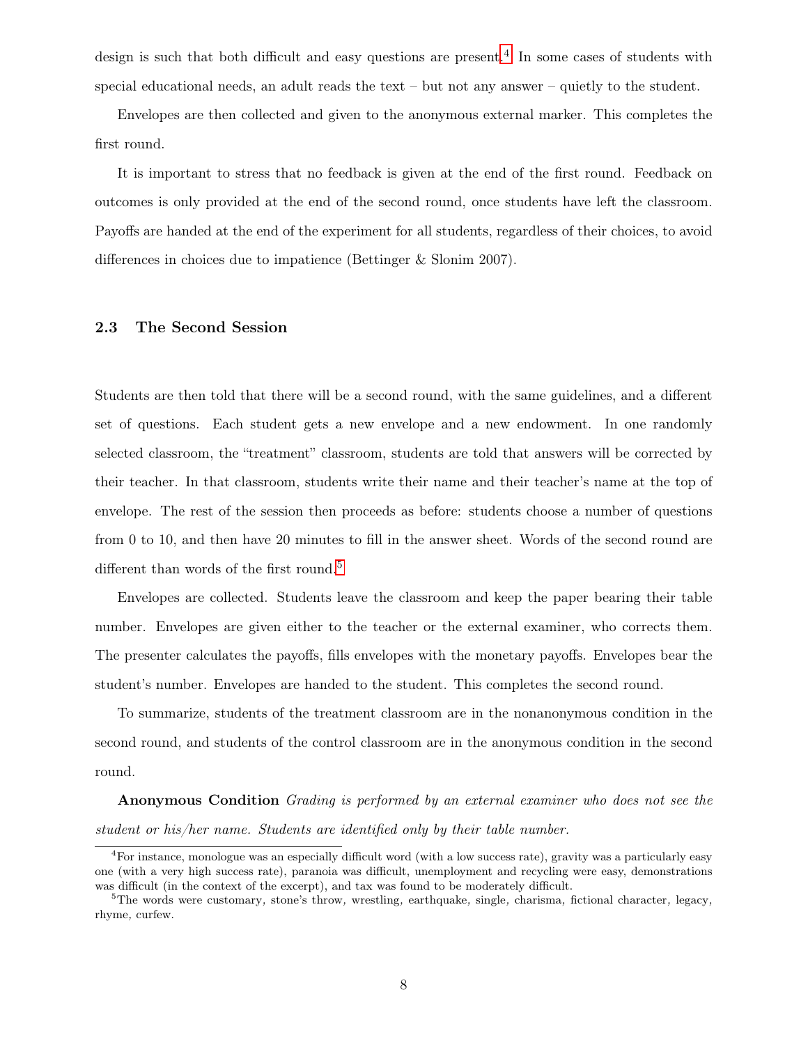design is such that both difficult and easy questions are present.[4] In some cases of students with special educational needs, an adult reads the text – but not any answer – quietly to the student.

Envelopes are then collected and given to the anonymous external marker. This completes the first round.

It is important to stress that no feedback is given at the end of the first round. Feedback on outcomes is only provided at the end of the second round, once students have left the classroom. Payoffs are handed at the end of the experiment for all students, regardless of their choices, to avoid differences in choices due to impatience (Bettinger & Slonim 2007).

### 2.3 The Second Session

Students are then told that there will be a second round, with the same guidelines, and a different set of questions. Each student gets a new envelope and a new endowment. In one randomly selected classroom, the "treatment" classroom, students are told that answers will be corrected by their teacher. In that classroom, students write their name and their teacher's name at the top of envelope. The rest of the session then proceeds as before: students choose a number of questions from 0 to 10, and then have 20 minutes to fill in the answer sheet. Words of the second round are different than words of the first round.[5]

Envelopes are collected. Students leave the classroom and keep the paper bearing their table number. Envelopes are given either to the teacher or the external examiner, who corrects them. The presenter calculates the payoffs, fills envelopes with the monetary payoffs. Envelopes bear the student's number. Envelopes are handed to the student. This completes the second round.

To summarize, students of the treatment classroom are in the nonanonymous condition in the second round, and students of the control classroom are in the anonymous condition in the second round.

**Anonymous Condition** *Grading is performed by an external examiner who does not see the student or his/her name. Students are identified only by their table number.*

---

[4] For instance, monologue was an especially difficult word (with a low success rate), gravity was a particularly easy one (with a very high success rate), paranoia was difficult, unemployment and recycling were easy, demonstrations was difficult (in the context of the excerpt), and tax was found to be moderately difficult.

[5] The words were customary, stone's throw, wrestling, earthquake, single, charisma, fictional character, legacy, rhyme, curfew.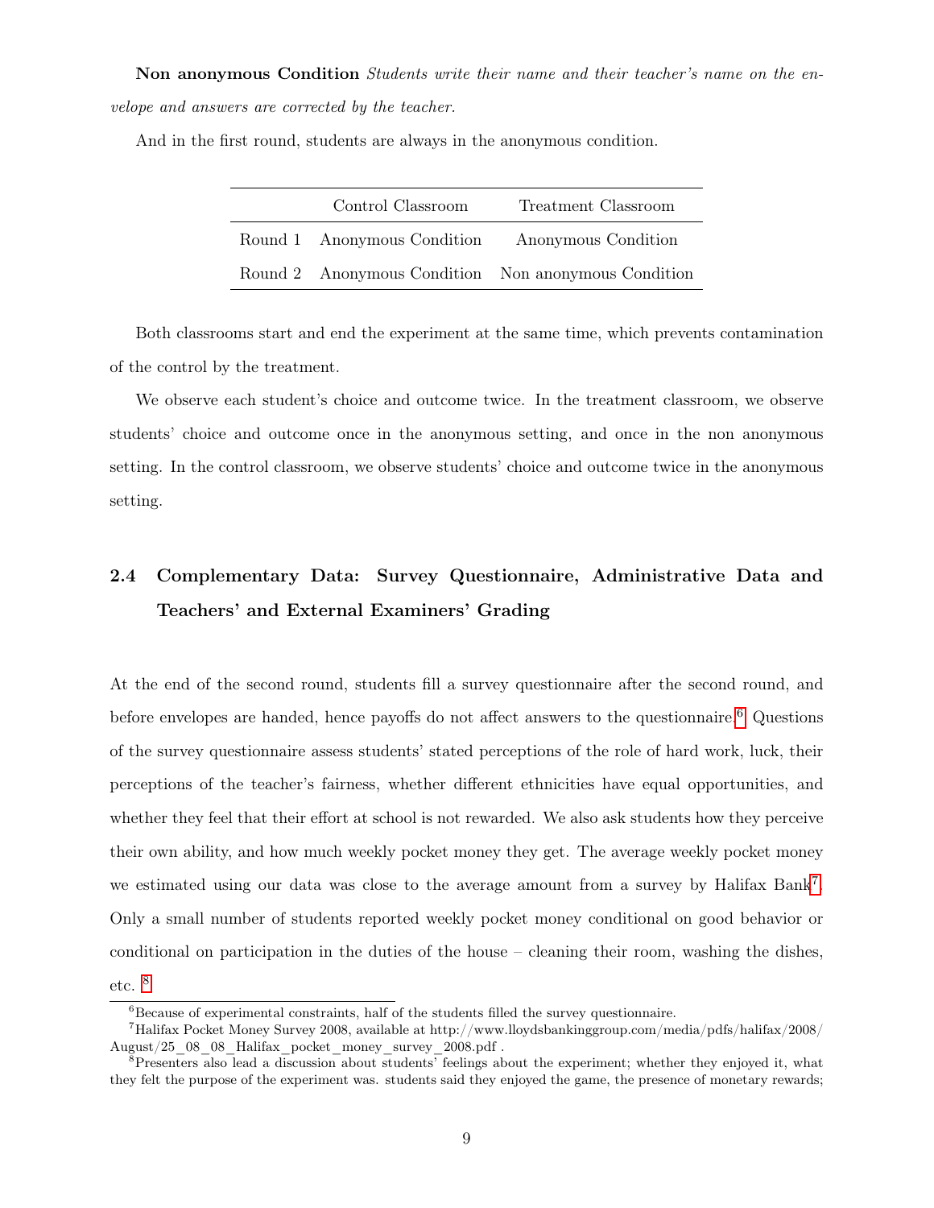**Non anonymous Condition** *Students write their name and their teacher's name on the envelope and answers are corrected by the teacher.*

And in the first round, students are always in the anonymous condition.

| | Control Classroom | Treatment Classroom |
|---|---|---|
| Round 1 | Anonymous Condition | Anonymous Condition |
| Round 2 | Anonymous Condition | Non anonymous Condition |

Both classrooms start and end the experiment at the same time, which prevents contamination of the control by the treatment.

We observe each student's choice and outcome twice. In the treatment classroom, we observe students' choice and outcome once in the anonymous setting, and once in the non anonymous setting. In the control classroom, we observe students' choice and outcome twice in the anonymous setting.

## 2.4 Complementary Data: Survey Questionnaire, Administrative Data and Teachers' and External Examiners' Grading

At the end of the second round, students fill a survey questionnaire after the second round, and before envelopes are handed, hence payoffs do not affect answers to the questionnaire.[6] Questions of the survey questionnaire assess students' stated perceptions of the role of hard work, luck, their perceptions of the teacher's fairness, whether different ethnicities have equal opportunities, and whether they feel that their effort at school is not rewarded. We also ask students how they perceive their own ability, and how much weekly pocket money they get. The average weekly pocket money we estimated using our data was close to the average amount from a survey by Halifax Bank[7]. Only a small number of students reported weekly pocket money conditional on good behavior or conditional on participation in the duties of the house – cleaning their room, washing the dishes, etc. [8]

[6] Because of experimental constraints, half of the students filled the survey questionnaire.

[7] Halifax Pocket Money Survey 2008, available at http://www.lloydsbankinggroup.com/media/pdfs/halifax/2008/August/25_08_08_Halifax_pocket_money_survey_2008.pdf .

[8] Presenters also lead a discussion about students' feelings about the experiment; whether they enjoyed it, what they felt the purpose of the experiment was. students said they enjoyed the game, the presence of monetary rewards;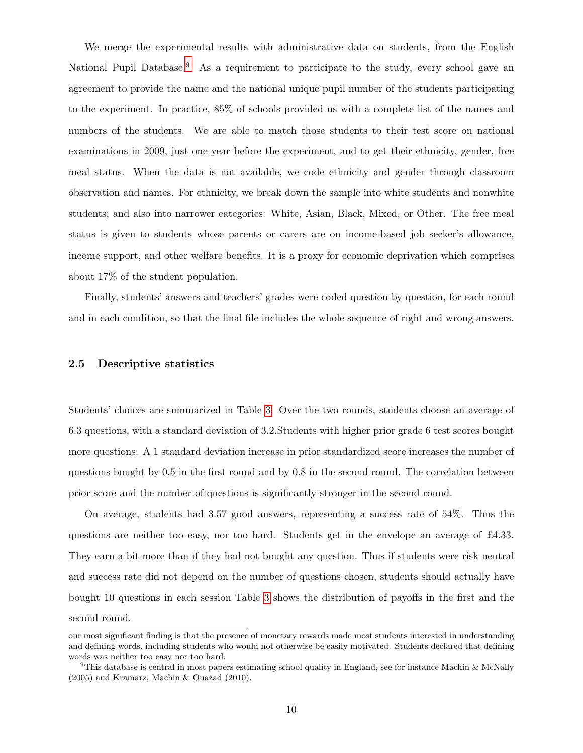We merge the experimental results with administrative data on students, from the English National Pupil Database.[9] As a requirement to participate to the study, every school gave an agreement to provide the name and the national unique pupil number of the students participating to the experiment. In practice, 85% of schools provided us with a complete list of the names and numbers of the students. We are able to match those students to their test score on national examinations in 2009, just one year before the experiment, and to get their ethnicity, gender, free meal status. When the data is not available, we code ethnicity and gender through classroom observation and names. For ethnicity, we break down the sample into white students and nonwhite students; and also into narrower categories: White, Asian, Black, Mixed, or Other. The free meal status is given to students whose parents or carers are on income-based job seeker's allowance, income support, and other welfare benefits. It is a proxy for economic deprivation which comprises about 17% of the student population.

Finally, students' answers and teachers' grades were coded question by question, for each round and in each condition, so that the final file includes the whole sequence of right and wrong answers.

### 2.5 Descriptive statistics

Students' choices are summarized in Table 3. Over the two rounds, students choose an average of 6.3 questions, with a standard deviation of 3.2.Students with higher prior grade 6 test scores bought more questions. A 1 standard deviation increase in prior standardized score increases the number of questions bought by 0.5 in the first round and by 0.8 in the second round. The correlation between prior score and the number of questions is significantly stronger in the second round.

On average, students had 3.57 good answers, representing a success rate of 54%. Thus the questions are neither too easy, nor too hard. Students get in the envelope an average of £4.33. They earn a bit more than if they had not bought any question. Thus if students were risk neutral and success rate did not depend on the number of questions chosen, students should actually have bought 10 questions in each session Table 3 shows the distribution of payoffs in the first and the second round.

---

our most significant finding is that the presence of monetary rewards made most students interested in understanding and defining words, including students who would not otherwise be easily motivated. Students declared that defining words was neither too easy nor too hard.

[9] This database is central in most papers estimating school quality in England, see for instance Machin & McNally (2005) and Kramarz, Machin & Ouazad (2010).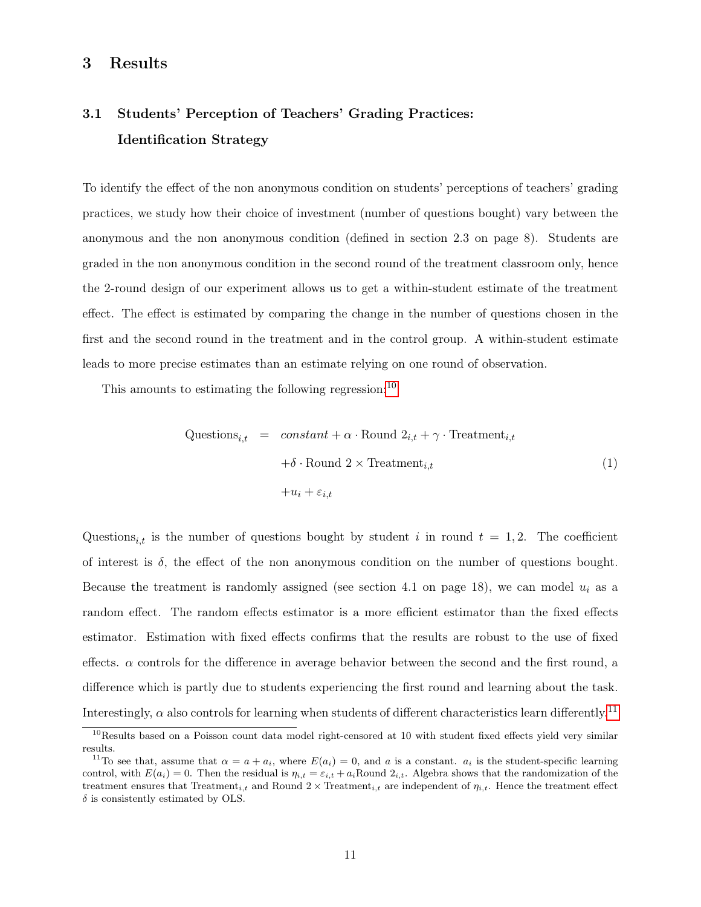# 3 Results

## 3.1 Students' Perception of Teachers' Grading Practices: Identification Strategy

To identify the effect of the non anonymous condition on students' perceptions of teachers' grading practices, we study how their choice of investment (number of questions bought) vary between the anonymous and the non anonymous condition (defined in section 2.3 on page 8). Students are graded in the non anonymous condition in the second round of the treatment classroom only, hence the 2-round design of our experiment allows us to get a within-student estimate of the treatment effect. The effect is estimated by comparing the change in the number of questions chosen in the first and the second round in the treatment and in the control group. A within-student estimate leads to more precise estimates than an estimate relying on one round of observation.

This amounts to estimating the following regression:[10]

$$
\begin{aligned}
\text{Questions}_{i,t} \quad = \quad & \textit{constant} + \alpha \cdot \text{Round } 2_{i,t} + \gamma \cdot \text{Treatment}_{i,t} \\
& + \delta \cdot \text{Round } 2 \times \text{Treatment}_{i,t} \\
& + u_i + \varepsilon_{i,t}
\end{aligned}
\tag{1}
$$

$\text{Questions}_{i,t}$ is the number of questions bought by student $i$ in round $t = 1, 2$. The coefficient of interest is $\delta$, the effect of the non anonymous condition on the number of questions bought. Because the treatment is randomly assigned (see section 4.1 on page 18), we can model $u_i$ as a random effect. The random effects estimator is a more efficient estimator than the fixed effects estimator. Estimation with fixed effects confirms that the results are robust to the use of fixed effects. $\alpha$ controls for the difference in average behavior between the second and the first round, a difference which is partly due to students experiencing the first round and learning about the task. Interestingly, $\alpha$ also controls for learning when students of different characteristics learn differently.[11]

[10] Results based on a Poisson count data model right-censored at 10 with student fixed effects yield very similar results.

[11] To see that, assume that $\alpha = a + a_i$, where $E(a_i) = 0$, and $a$ is a constant. $a_i$ is the student-specific learning control, with $E(a_i) = 0$. Then the residual is $\eta_{i,t} = \varepsilon_{i,t} + a_i \text{Round } 2_{i,t}$. Algebra shows that the randomization of the treatment ensures that $\text{Treatment}_{i,t}$ and $\text{Round } 2 \times \text{Treatment}_{i,t}$ are independent of $\eta_{i,t}$. Hence the treatment effect $\delta$ is consistently estimated by OLS.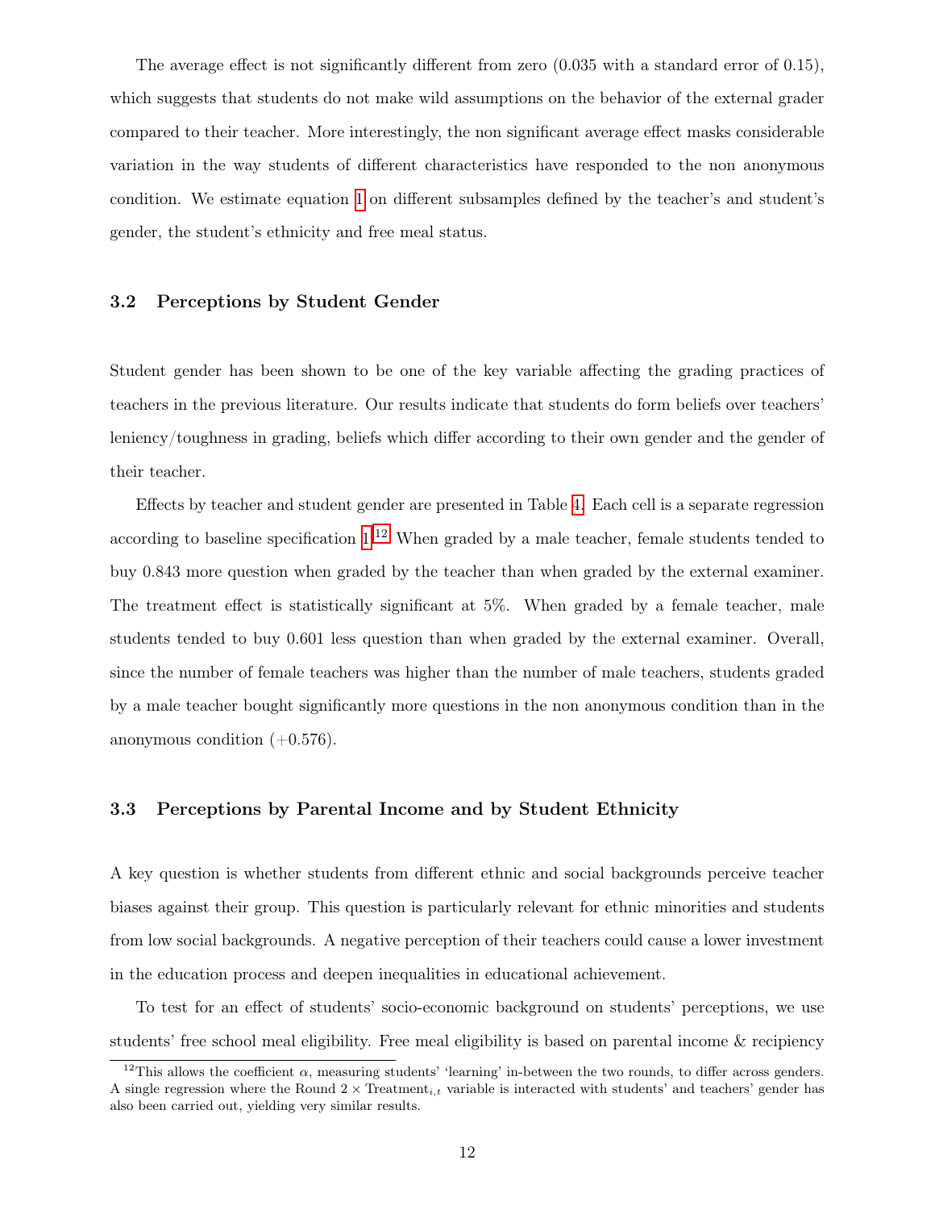The average effect is not significantly different from zero (0.035 with a standard error of 0.15), which suggests that students do not make wild assumptions on the behavior of the external grader compared to their teacher. More interestingly, the non significant average effect masks considerable variation in the way students of different characteristics have responded to the non anonymous condition. We estimate equation 1 on different subsamples defined by the teacher's and student's gender, the student's ethnicity and free meal status.

### 3.2 Perceptions by Student Gender

Student gender has been shown to be one of the key variable affecting the grading practices of teachers in the previous literature. Our results indicate that students do form beliefs over teachers' leniency/toughness in grading, beliefs which differ according to their own gender and the gender of their teacher.

Effects by teacher and student gender are presented in Table 4. Each cell is a separate regression according to baseline specification 1.[12] When graded by a male teacher, female students tended to buy 0.843 more question when graded by the teacher than when graded by the external examiner. The treatment effect is statistically significant at 5%. When graded by a female teacher, male students tended to buy 0.601 less question than when graded by the external examiner. Overall, since the number of female teachers was higher than the number of male teachers, students graded by a male teacher bought significantly more questions in the non anonymous condition than in the anonymous condition (+0.576).

### 3.3 Perceptions by Parental Income and by Student Ethnicity

A key question is whether students from different ethnic and social backgrounds perceive teacher biases against their group. This question is particularly relevant for ethnic minorities and students from low social backgrounds. A negative perception of their teachers could cause a lower investment in the education process and deepen inequalities in educational achievement.

To test for an effect of students' socio-economic background on students' perceptions, we use students' free school meal eligibility. Free meal eligibility is based on parental income & recipiency

[12] This allows the coefficient $\alpha$, measuring students' 'learning' in-between the two rounds, to differ across genders. A single regression where the Round 2 $\times$ $\text{Treatment}_{i,t}$ variable is interacted with students' and teachers' gender has also been carried out, yielding very similar results.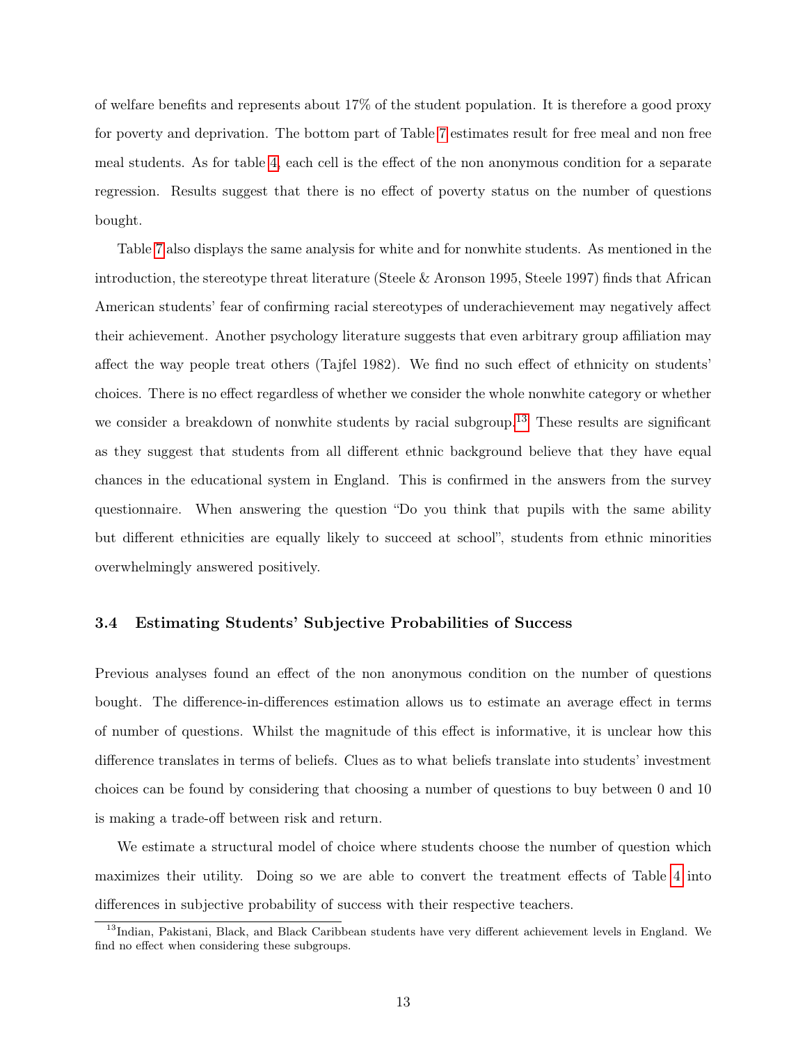of welfare benefits and represents about 17% of the student population. It is therefore a good proxy for poverty and deprivation. The bottom part of Table 7 estimates result for free meal and non free meal students. As for table 4, each cell is the effect of the non anonymous condition for a separate regression. Results suggest that there is no effect of poverty status on the number of questions bought.

Table 7 also displays the same analysis for white and for nonwhite students. As mentioned in the introduction, the stereotype threat literature (Steele & Aronson 1995, Steele 1997) finds that African American students' fear of confirming racial stereotypes of underachievement may negatively affect their achievement. Another psychology literature suggests that even arbitrary group affiliation may affect the way people treat others (Tajfel 1982). We find no such effect of ethnicity on students' choices. There is no effect regardless of whether we consider the whole nonwhite category or whether we consider a breakdown of nonwhite students by racial subgroup.[13] These results are significant as they suggest that students from all different ethnic background believe that they have equal chances in the educational system in England. This is confirmed in the answers from the survey questionnaire. When answering the question "Do you think that pupils with the same ability but different ethnicities are equally likely to succeed at school", students from ethnic minorities overwhelmingly answered positively.

### 3.4 Estimating Students' Subjective Probabilities of Success

Previous analyses found an effect of the non anonymous condition on the number of questions bought. The difference-in-differences estimation allows us to estimate an average effect in terms of number of questions. Whilst the magnitude of this effect is informative, it is unclear how this difference translates in terms of beliefs. Clues as to what beliefs translate into students' investment choices can be found by considering that choosing a number of questions to buy between 0 and 10 is making a trade-off between risk and return.

We estimate a structural model of choice where students choose the number of question which maximizes their utility. Doing so we are able to convert the treatment effects of Table 4 into differences in subjective probability of success with their respective teachers.

[13] Indian, Pakistani, Black, and Black Caribbean students have very different achievement levels in England. We find no effect when considering these subgroups.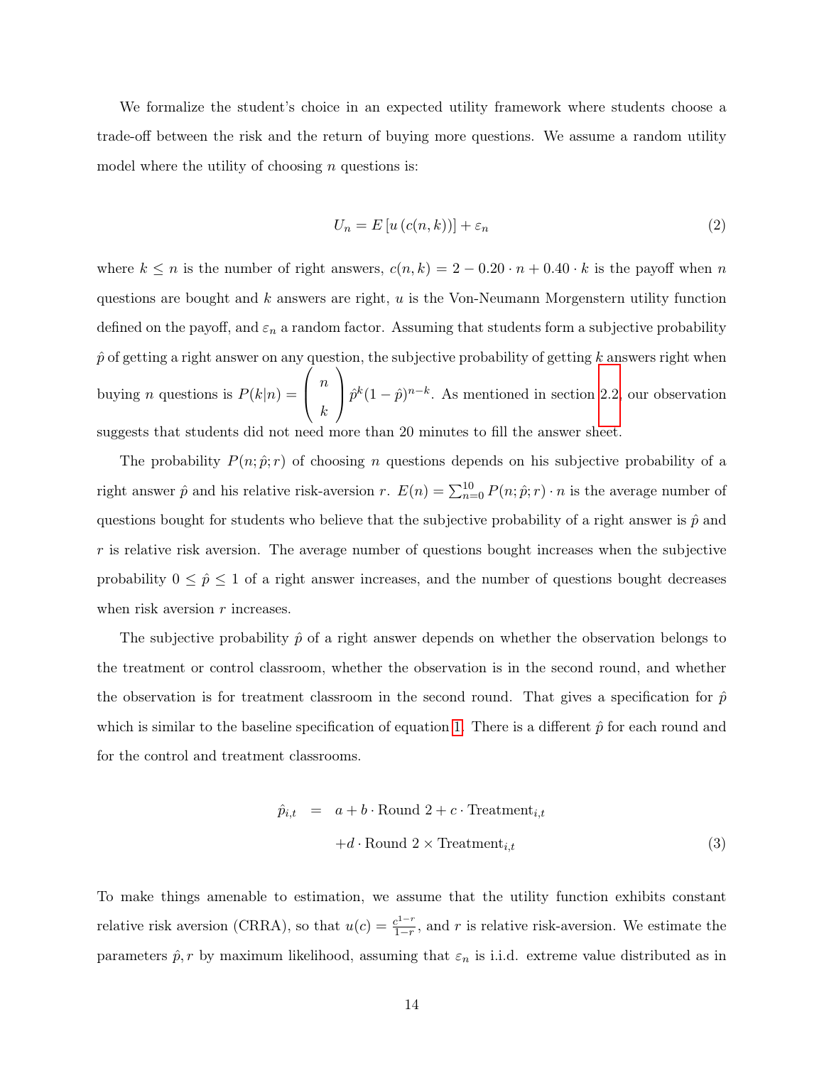We formalize the student's choice in an expected utility framework where students choose a trade-off between the risk and the return of buying more questions. We assume a random utility model where the utility of choosing $n$ questions is:

$$U_n = E\left[u\left(c(n,k)\right)\right] + \varepsilon_n \tag{2}$$

where $k \leq n$ is the number of right answers, $c(n,k) = 2 - 0.20 \cdot n + 0.40 \cdot k$ is the payoff when $n$ questions are bought and $k$ answers are right, $u$ is the Von-Neumann Morgenstern utility function defined on the payoff, and $\varepsilon_n$ a random factor. Assuming that students form a subjective probability $\hat{p}$ of getting a right answer on any question, the subjective probability of getting $k$ answers right when buying $n$ questions is $P(k|n) = \begin{pmatrix} n \\ k \end{pmatrix} \hat{p}^k(1-\hat{p})^{n-k}$. As mentioned in section 2.2, our observation suggests that students did not need more than 20 minutes to fill the answer sheet.

The probability $P(n;\hat{p};r)$ of choosing $n$ questions depends on his subjective probability of a right answer $\hat{p}$ and his relative risk-aversion $r$. $E(n) = \sum_{n=0}^{10} P(n;\hat{p};r) \cdot n$ is the average number of questions bought for students who believe that the subjective probability of a right answer is $\hat{p}$ and $r$ is relative risk aversion. The average number of questions bought increases when the subjective probability $0 \leq \hat{p} \leq 1$ of a right answer increases, and the number of questions bought decreases when risk aversion $r$ increases.

The subjective probability $\hat{p}$ of a right answer depends on whether the observation belongs to the treatment or control classroom, whether the observation is in the second round, and whether the observation is for treatment classroom in the second round. That gives a specification for $\hat{p}$ which is similar to the baseline specification of equation 1. There is a different $\hat{p}$ for each round and for the control and treatment classrooms.

$$\begin{aligned} \hat{p}_{i,t} \quad &= \quad a + b \cdot \text{Round 2} + c \cdot \text{Treatment}_{i,t} \\ &\quad\; + d \cdot \text{Round 2} \times \text{Treatment}_{i,t} \end{aligned} \tag{3}$$

To make things amenable to estimation, we assume that the utility function exhibits constant relative risk aversion (CRRA), so that $u(c) = \frac{c^{1-r}}{1-r}$, and $r$ is relative risk-aversion. We estimate the parameters $\hat{p}, r$ by maximum likelihood, assuming that $\varepsilon_n$ is i.i.d. extreme value distributed as in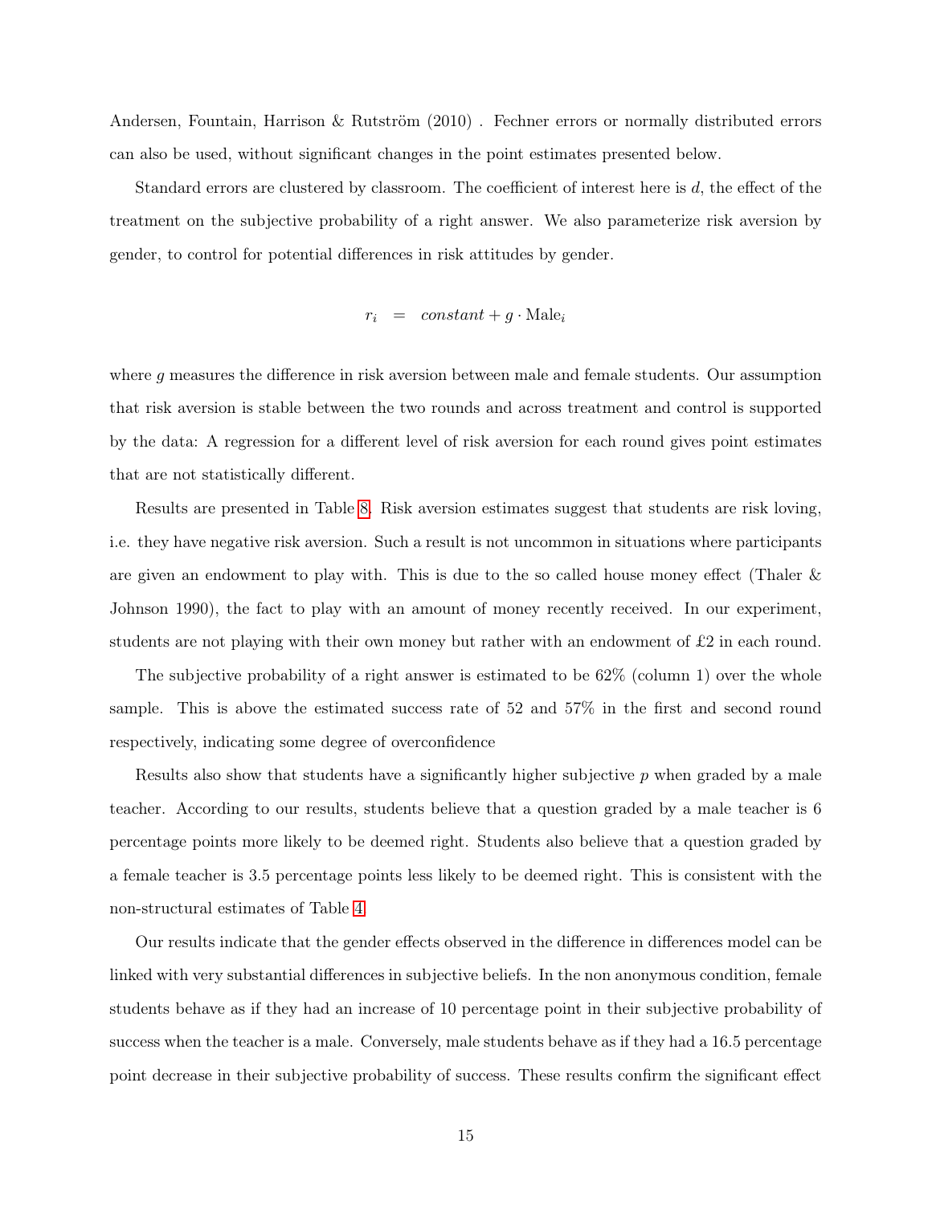Andersen, Fountain, Harrison & Rutström (2010) . Fechner errors or normally distributed errors can also be used, without significant changes in the point estimates presented below.

Standard errors are clustered by classroom. The coefficient of interest here is $d$, the effect of the treatment on the subjective probability of a right answer. We also parameterize risk aversion by gender, to control for potential differences in risk attitudes by gender.

$$r_i = constant + g \cdot \text{Male}_i$$

where $g$ measures the difference in risk aversion between male and female students. Our assumption that risk aversion is stable between the two rounds and across treatment and control is supported by the data: A regression for a different level of risk aversion for each round gives point estimates that are not statistically different.

Results are presented in Table 8. Risk aversion estimates suggest that students are risk loving, i.e. they have negative risk aversion. Such a result is not uncommon in situations where participants are given an endowment to play with. This is due to the so called house money effect (Thaler & Johnson 1990), the fact to play with an amount of money recently received. In our experiment, students are not playing with their own money but rather with an endowment of £2 in each round.

The subjective probability of a right answer is estimated to be 62% (column 1) over the whole sample. This is above the estimated success rate of 52 and 57% in the first and second round respectively, indicating some degree of overconfidence

Results also show that students have a significantly higher subjective $p$ when graded by a male teacher. According to our results, students believe that a question graded by a male teacher is 6 percentage points more likely to be deemed right. Students also believe that a question graded by a female teacher is 3.5 percentage points less likely to be deemed right. This is consistent with the non-structural estimates of Table 4.

Our results indicate that the gender effects observed in the difference in differences model can be linked with very substantial differences in subjective beliefs. In the non anonymous condition, female students behave as if they had an increase of 10 percentage point in their subjective probability of success when the teacher is a male. Conversely, male students behave as if they had a 16.5 percentage point decrease in their subjective probability of success. These results confirm the significant effect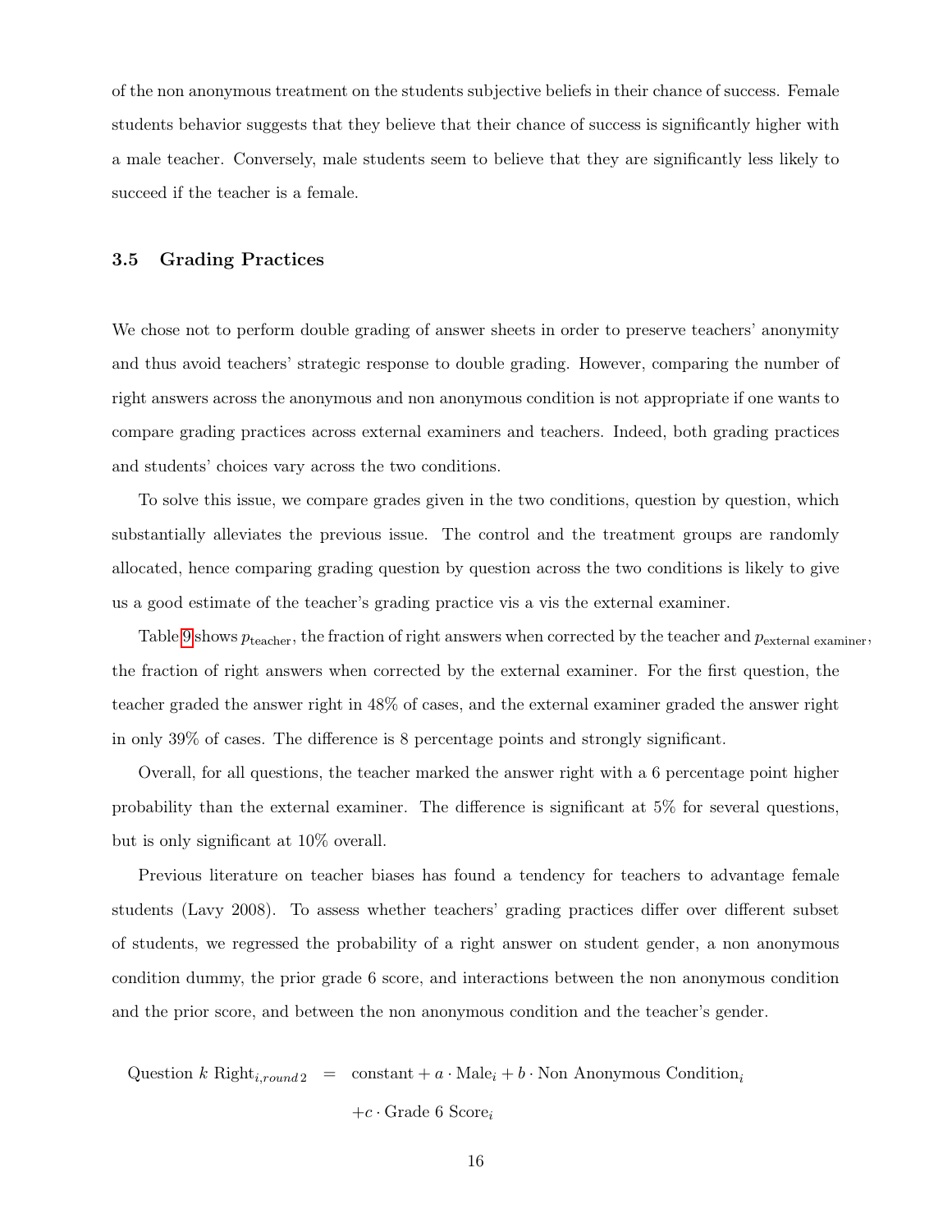of the non anonymous treatment on the students subjective beliefs in their chance of success. Female students behavior suggests that they believe that their chance of success is significantly higher with a male teacher. Conversely, male students seem to believe that they are significantly less likely to succeed if the teacher is a female.

### 3.5 Grading Practices

We chose not to perform double grading of answer sheets in order to preserve teachers' anonymity and thus avoid teachers' strategic response to double grading. However, comparing the number of right answers across the anonymous and non anonymous condition is not appropriate if one wants to compare grading practices across external examiners and teachers. Indeed, both grading practices and students' choices vary across the two conditions.

To solve this issue, we compare grades given in the two conditions, question by question, which substantially alleviates the previous issue. The control and the treatment groups are randomly allocated, hence comparing grading question by question across the two conditions is likely to give us a good estimate of the teacher's grading practice vis a vis the external examiner.

Table 9 shows $p_{\text{teacher}}$, the fraction of right answers when corrected by the teacher and $p_{\text{external examiner}}$, the fraction of right answers when corrected by the external examiner. For the first question, the teacher graded the answer right in 48% of cases, and the external examiner graded the answer right in only 39% of cases. The difference is 8 percentage points and strongly significant.

Overall, for all questions, the teacher marked the answer right with a 6 percentage point higher probability than the external examiner. The difference is significant at 5% for several questions, but is only significant at 10% overall.

Previous literature on teacher biases has found a tendency for teachers to advantage female students (Lavy 2008). To assess whether teachers' grading practices differ over different subset of students, we regressed the probability of a right answer on student gender, a non anonymous condition dummy, the prior grade 6 score, and interactions between the non anonymous condition and the prior score, and between the non anonymous condition and the teacher's gender.

$$
\begin{aligned}
\text{Question } k \text{ Right}_{i,round\,2} \quad = \quad & \text{constant} + a \cdot \text{Male}_i + b \cdot \text{Non Anonymous Condition}_i \\
& + c \cdot \text{Grade 6 Score}_i
\end{aligned}
$$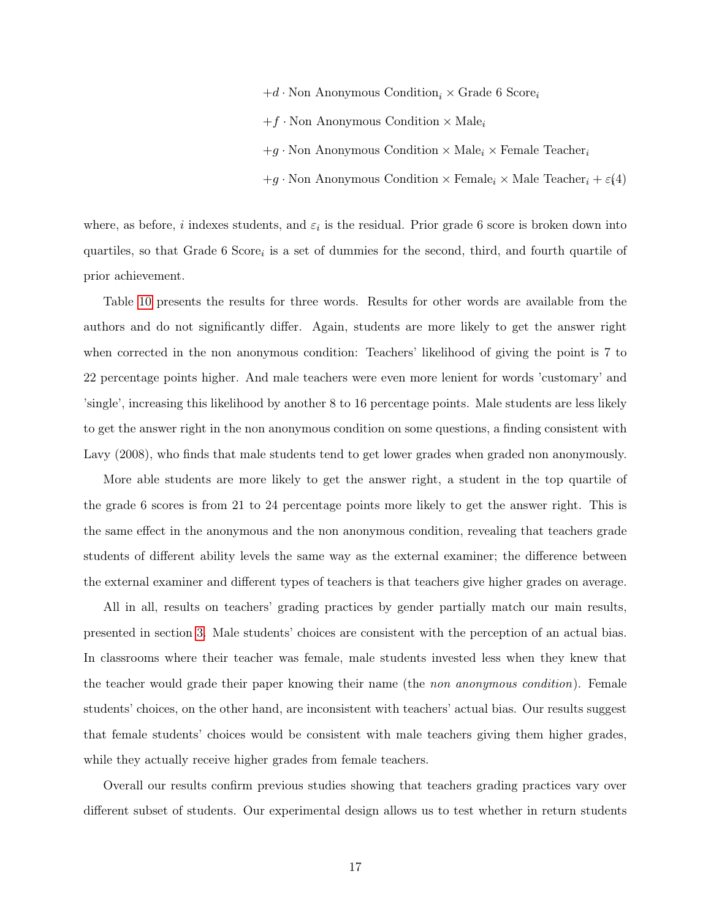$$
\begin{aligned}
&+d \cdot \text{Non Anonymous Condition}_i \times \text{Grade 6 Score}_i \\
&+f \cdot \text{Non Anonymous Condition} \times \text{Male}_i \\
&+g \cdot \text{Non Anonymous Condition} \times \text{Male}_i \times \text{Female Teacher}_i \\
&+g \cdot \text{Non Anonymous Condition} \times \text{Female}_i \times \text{Male Teacher}_i + \varepsilon_i \quad (4)
\end{aligned}
$$

where, as before, $i$ indexes students, and $\varepsilon_i$ is the residual. Prior grade 6 score is broken down into quartiles, so that Grade 6 $\text{Score}_i$ is a set of dummies for the second, third, and fourth quartile of prior achievement.

Table 10 presents the results for three words. Results for other words are available from the authors and do not significantly differ. Again, students are more likely to get the answer right when corrected in the non anonymous condition: Teachers' likelihood of giving the point is 7 to 22 percentage points higher. And male teachers were even more lenient for words 'customary' and 'single', increasing this likelihood by another 8 to 16 percentage points. Male students are less likely to get the answer right in the non anonymous condition on some questions, a finding consistent with Lavy (2008), who finds that male students tend to get lower grades when graded non anonymously.

More able students are more likely to get the answer right, a student in the top quartile of the grade 6 scores is from 21 to 24 percentage points more likely to get the answer right. This is the same effect in the anonymous and the non anonymous condition, revealing that teachers grade students of different ability levels the same way as the external examiner; the difference between the external examiner and different types of teachers is that teachers give higher grades on average.

All in all, results on teachers' grading practices by gender partially match our main results, presented in section 3. Male students' choices are consistent with the perception of an actual bias. In classrooms where their teacher was female, male students invested less when they knew that the teacher would grade their paper knowing their name (the *non anonymous condition*). Female students' choices, on the other hand, are inconsistent with teachers' actual bias. Our results suggest that female students' choices would be consistent with male teachers giving them higher grades, while they actually receive higher grades from female teachers.

Overall our results confirm previous studies showing that teachers grading practices vary over different subset of students. Our experimental design allows us to test whether in return students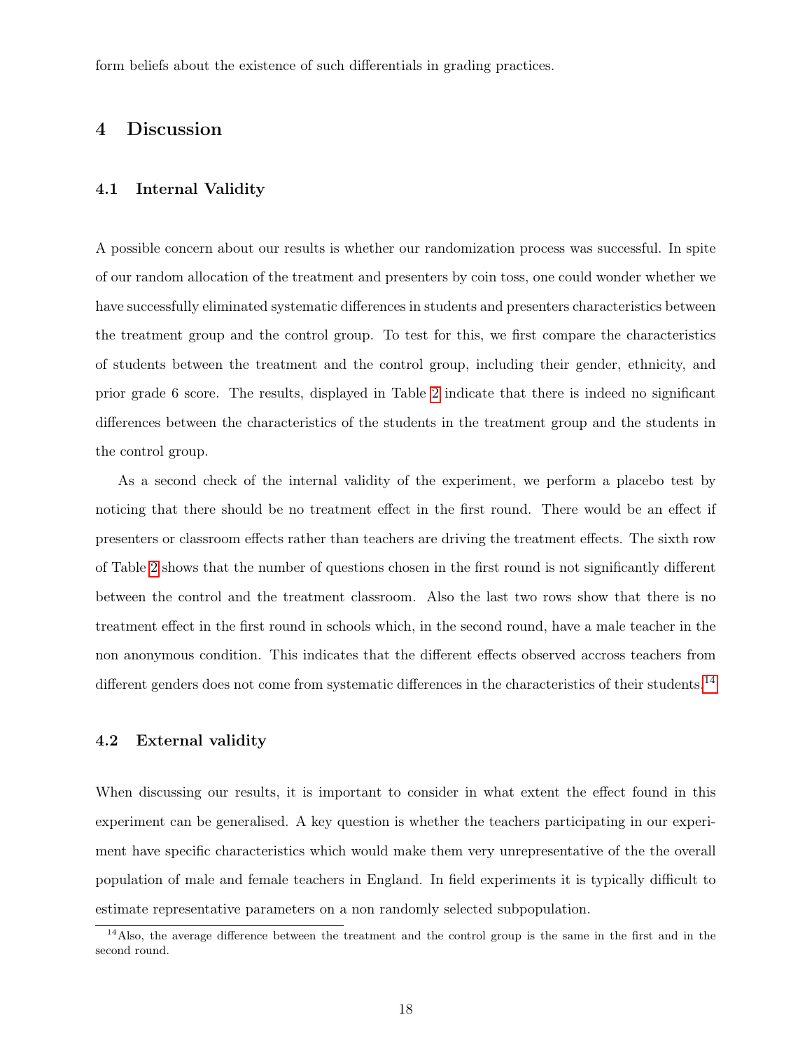form beliefs about the existence of such differentials in grading practices.

# 4 Discussion

## 4.1 Internal Validity

A possible concern about our results is whether our randomization process was successful. In spite of our random allocation of the treatment and presenters by coin toss, one could wonder whether we have successfully eliminated systematic differences in students and presenters characteristics between the treatment group and the control group. To test for this, we first compare the characteristics of students between the treatment and the control group, including their gender, ethnicity, and prior grade 6 score. The results, displayed in Table 2 indicate that there is indeed no significant differences between the characteristics of the students in the treatment group and the students in the control group.

As a second check of the internal validity of the experiment, we perform a placebo test by noticing that there should be no treatment effect in the first round. There would be an effect if presenters or classroom effects rather than teachers are driving the treatment effects. The sixth row of Table 2 shows that the number of questions chosen in the first round is not significantly different between the control and the treatment classroom. Also the last two rows show that there is no treatment effect in the first round in schools which, in the second round, have a male teacher in the non anonymous condition. This indicates that the different effects observed accross teachers from different genders does not come from systematic differences in the characteristics of their students.[14]

## 4.2 External validity

When discussing our results, it is important to consider in what extent the effect found in this experiment can be generalised. A key question is whether the teachers participating in our experiment have specific characteristics which would make them very unrepresentative of the the overall population of male and female teachers in England. In field experiments it is typically difficult to estimate representative parameters on a non randomly selected subpopulation.

[14] Also, the average difference between the treatment and the control group is the same in the first and in the second round.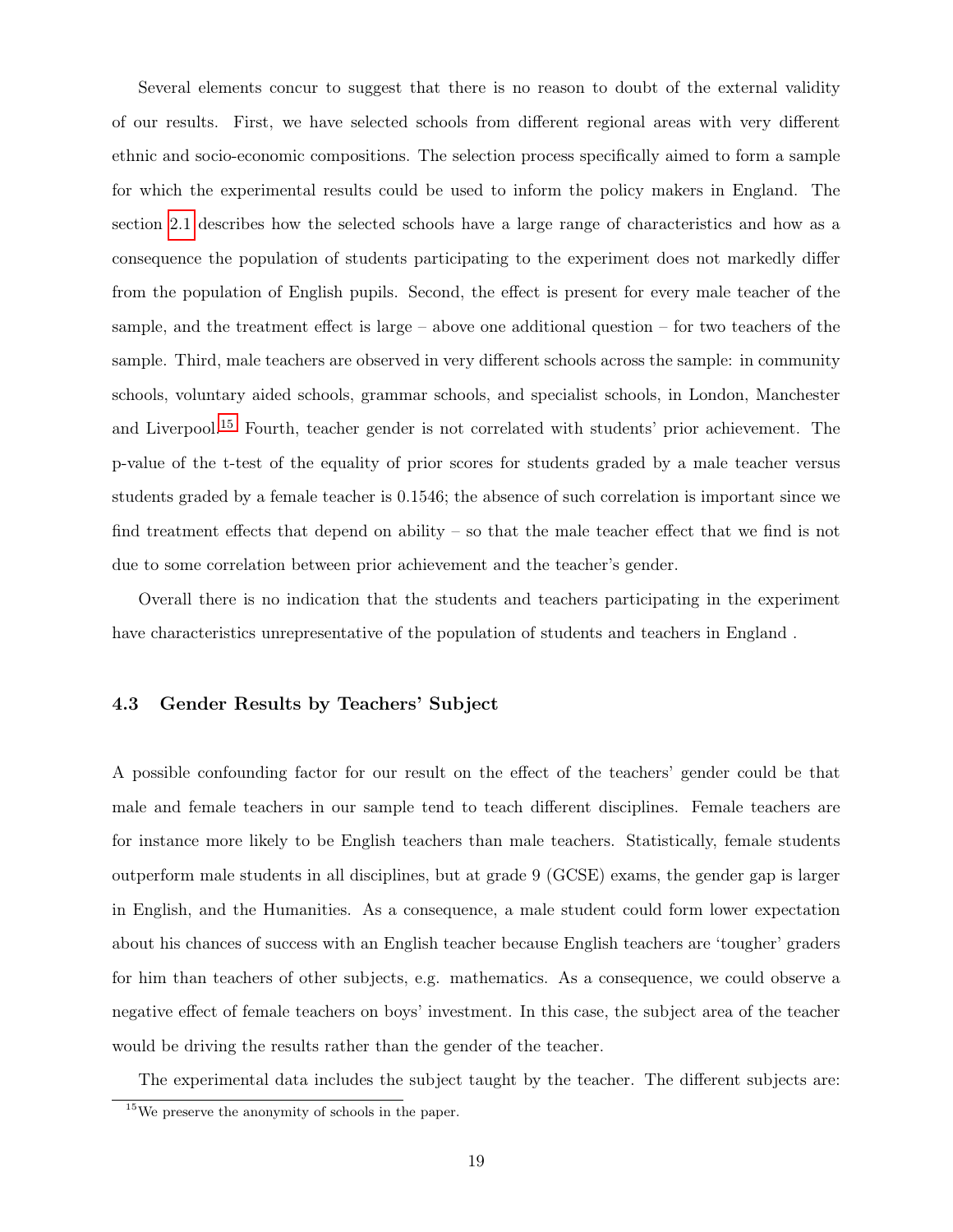Several elements concur to suggest that there is no reason to doubt of the external validity of our results. First, we have selected schools from different regional areas with very different ethnic and socio-economic compositions. The selection process specifically aimed to form a sample for which the experimental results could be used to inform the policy makers in England. The section 2.1 describes how the selected schools have a large range of characteristics and how as a consequence the population of students participating to the experiment does not markedly differ from the population of English pupils. Second, the effect is present for every male teacher of the sample, and the treatment effect is large – above one additional question – for two teachers of the sample. Third, male teachers are observed in very different schools across the sample: in community schools, voluntary aided schools, grammar schools, and specialist schools, in London, Manchester and Liverpool.[15] Fourth, teacher gender is not correlated with students' prior achievement. The p-value of the t-test of the equality of prior scores for students graded by a male teacher versus students graded by a female teacher is 0.1546; the absence of such correlation is important since we find treatment effects that depend on ability – so that the male teacher effect that we find is not due to some correlation between prior achievement and the teacher's gender.

Overall there is no indication that the students and teachers participating in the experiment have characteristics unrepresentative of the population of students and teachers in England .

### 4.3 Gender Results by Teachers' Subject

A possible confounding factor for our result on the effect of the teachers' gender could be that male and female teachers in our sample tend to teach different disciplines. Female teachers are for instance more likely to be English teachers than male teachers. Statistically, female students outperform male students in all disciplines, but at grade 9 (GCSE) exams, the gender gap is larger in English, and the Humanities. As a consequence, a male student could form lower expectation about his chances of success with an English teacher because English teachers are 'tougher' graders for him than teachers of other subjects, e.g. mathematics. As a consequence, we could observe a negative effect of female teachers on boys' investment. In this case, the subject area of the teacher would be driving the results rather than the gender of the teacher.

The experimental data includes the subject taught by the teacher. The different subjects are:

[15] We preserve the anonymity of schools in the paper.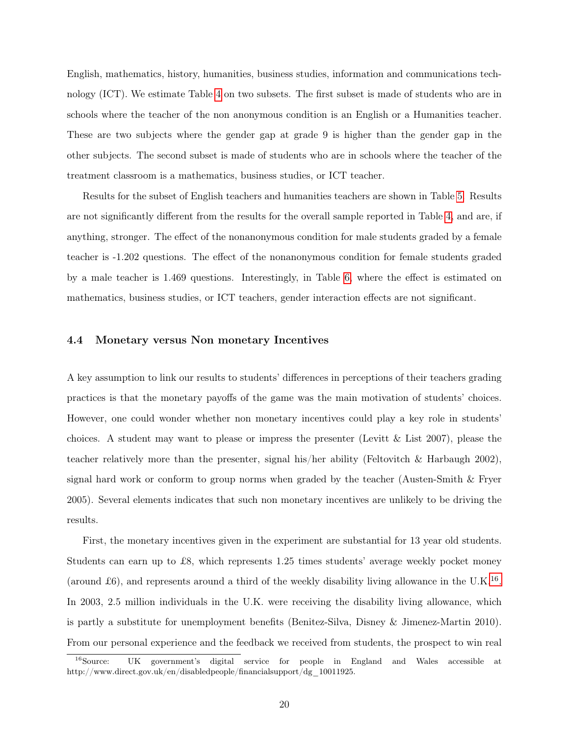English, mathematics, history, humanities, business studies, information and communications technology (ICT). We estimate Table 4 on two subsets. The first subset is made of students who are in schools where the teacher of the non anonymous condition is an English or a Humanities teacher. These are two subjects where the gender gap at grade 9 is higher than the gender gap in the other subjects. The second subset is made of students who are in schools where the teacher of the treatment classroom is a mathematics, business studies, or ICT teacher.

Results for the subset of English teachers and humanities teachers are shown in Table 5. Results are not significantly different from the results for the overall sample reported in Table 4, and are, if anything, stronger. The effect of the nonanonymous condition for male students graded by a female teacher is -1.202 questions. The effect of the nonanonymous condition for female students graded by a male teacher is 1.469 questions. Interestingly, in Table 6, where the effect is estimated on mathematics, business studies, or ICT teachers, gender interaction effects are not significant.

### 4.4 Monetary versus Non monetary Incentives

A key assumption to link our results to students' differences in perceptions of their teachers grading practices is that the monetary payoffs of the game was the main motivation of students' choices. However, one could wonder whether non monetary incentives could play a key role in students' choices. A student may want to please or impress the presenter (Levitt & List 2007), please the teacher relatively more than the presenter, signal his/her ability (Feltovitch & Harbaugh 2002), signal hard work or conform to group norms when graded by the teacher (Austen-Smith & Fryer 2005). Several elements indicates that such non monetary incentives are unlikely to be driving the results.

First, the monetary incentives given in the experiment are substantial for 13 year old students. Students can earn up to £8, which represents 1.25 times students' average weekly pocket money (around £6), and represents around a third of the weekly disability living allowance in the U.K.[16]. In 2003, 2.5 million individuals in the U.K. were receiving the disability living allowance, which is partly a substitute for unemployment benefits (Benitez-Silva, Disney & Jimenez-Martin 2010). From our personal experience and the feedback we received from students, the prospect to win real

[16] Source: UK government's digital service for people in England and Wales accessible at http://www.direct.gov.uk/en/disabledpeople/financialsupport/dg_10011925.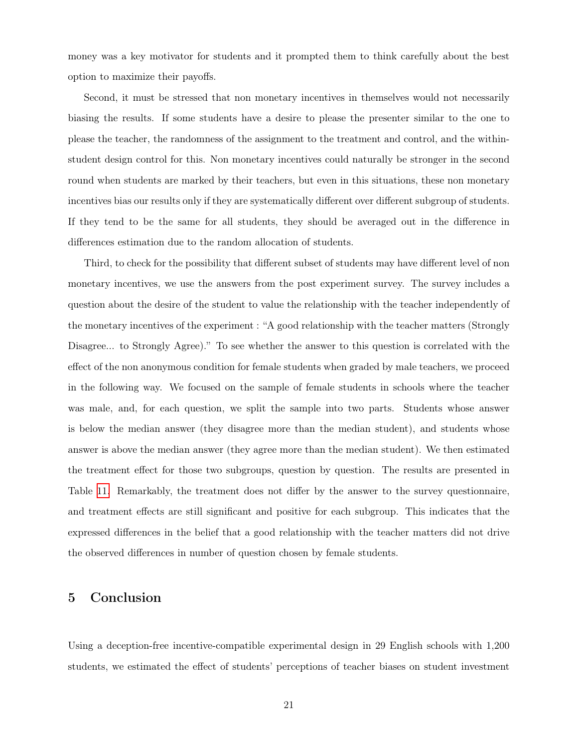money was a key motivator for students and it prompted them to think carefully about the best option to maximize their payoffs.

Second, it must be stressed that non monetary incentives in themselves would not necessarily biasing the results. If some students have a desire to please the presenter similar to the one to please the teacher, the randomness of the assignment to the treatment and control, and the within-student design control for this. Non monetary incentives could naturally be stronger in the second round when students are marked by their teachers, but even in this situations, these non monetary incentives bias our results only if they are systematically different over different subgroup of students. If they tend to be the same for all students, they should be averaged out in the difference in differences estimation due to the random allocation of students.

Third, to check for the possibility that different subset of students may have different level of non monetary incentives, we use the answers from the post experiment survey. The survey includes a question about the desire of the student to value the relationship with the teacher independently of the monetary incentives of the experiment : "A good relationship with the teacher matters (Strongly Disagree... to Strongly Agree)." To see whether the answer to this question is correlated with the effect of the non anonymous condition for female students when graded by male teachers, we proceed in the following way. We focused on the sample of female students in schools where the teacher was male, and, for each question, we split the sample into two parts. Students whose answer is below the median answer (they disagree more than the median student), and students whose answer is above the median answer (they agree more than the median student). We then estimated the treatment effect for those two subgroups, question by question. The results are presented in Table 11. Remarkably, the treatment does not differ by the answer to the survey questionnaire, and treatment effects are still significant and positive for each subgroup. This indicates that the expressed differences in the belief that a good relationship with the teacher matters did not drive the observed differences in number of question chosen by female students.

## 5 Conclusion

Using a deception-free incentive-compatible experimental design in 29 English schools with 1,200 students, we estimated the effect of students' perceptions of teacher biases on student investment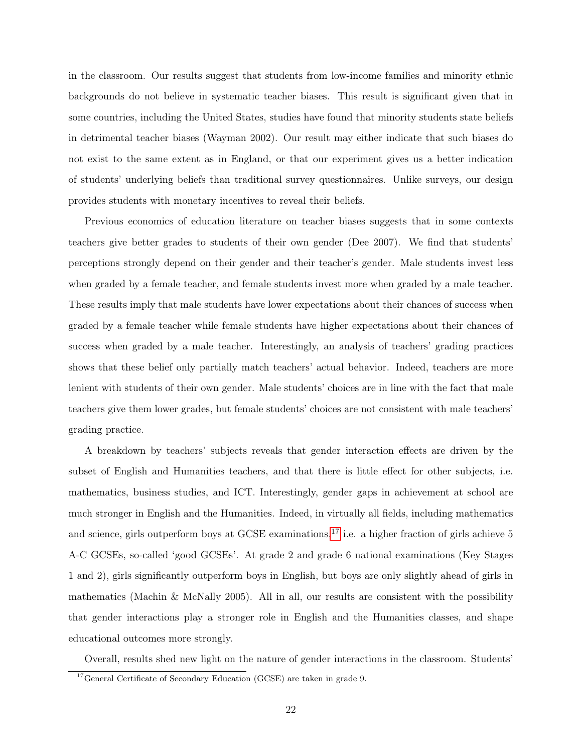in the classroom. Our results suggest that students from low-income families and minority ethnic backgrounds do not believe in systematic teacher biases. This result is significant given that in some countries, including the United States, studies have found that minority students state beliefs in detrimental teacher biases (Wayman 2002). Our result may either indicate that such biases do not exist to the same extent as in England, or that our experiment gives us a better indication of students' underlying beliefs than traditional survey questionnaires. Unlike surveys, our design provides students with monetary incentives to reveal their beliefs.

Previous economics of education literature on teacher biases suggests that in some contexts teachers give better grades to students of their own gender (Dee 2007). We find that students' perceptions strongly depend on their gender and their teacher's gender. Male students invest less when graded by a female teacher, and female students invest more when graded by a male teacher. These results imply that male students have lower expectations about their chances of success when graded by a female teacher while female students have higher expectations about their chances of success when graded by a male teacher. Interestingly, an analysis of teachers' grading practices shows that these belief only partially match teachers' actual behavior. Indeed, teachers are more lenient with students of their own gender. Male students' choices are in line with the fact that male teachers give them lower grades, but female students' choices are not consistent with male teachers' grading practice.

A breakdown by teachers' subjects reveals that gender interaction effects are driven by the subset of English and Humanities teachers, and that there is little effect for other subjects, i.e. mathematics, business studies, and ICT. Interestingly, gender gaps in achievement at school are much stronger in English and the Humanities. Indeed, in virtually all fields, including mathematics and science, girls outperform boys at GCSE examinations,[17] i.e. a higher fraction of girls achieve 5 A-C GCSEs, so-called 'good GCSEs'. At grade 2 and grade 6 national examinations (Key Stages 1 and 2), girls significantly outperform boys in English, but boys are only slightly ahead of girls in mathematics (Machin & McNally 2005). All in all, our results are consistent with the possibility that gender interactions play a stronger role in English and the Humanities classes, and shape educational outcomes more strongly.

Overall, results shed new light on the nature of gender interactions in the classroom. Students'

[17] General Certificate of Secondary Education (GCSE) are taken in grade 9.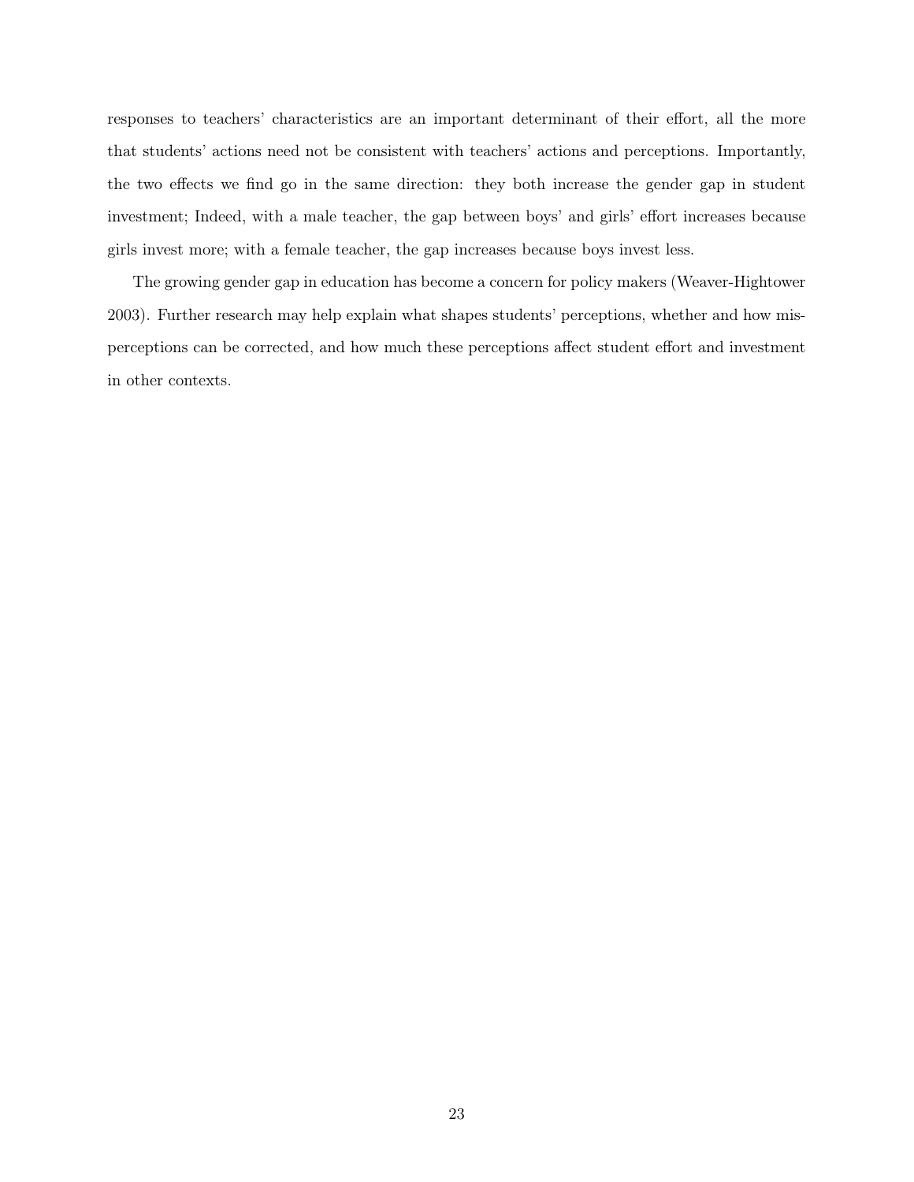responses to teachers' characteristics are an important determinant of their effort, all the more that students' actions need not be consistent with teachers' actions and perceptions. Importantly, the two effects we find go in the same direction: they both increase the gender gap in student investment; Indeed, with a male teacher, the gap between boys' and girls' effort increases because girls invest more; with a female teacher, the gap increases because boys invest less.

The growing gender gap in education has become a concern for policy makers (Weaver-Hightower 2003). Further research may help explain what shapes students' perceptions, whether and how misperceptions can be corrected, and how much these perceptions affect student effort and investment in other contexts.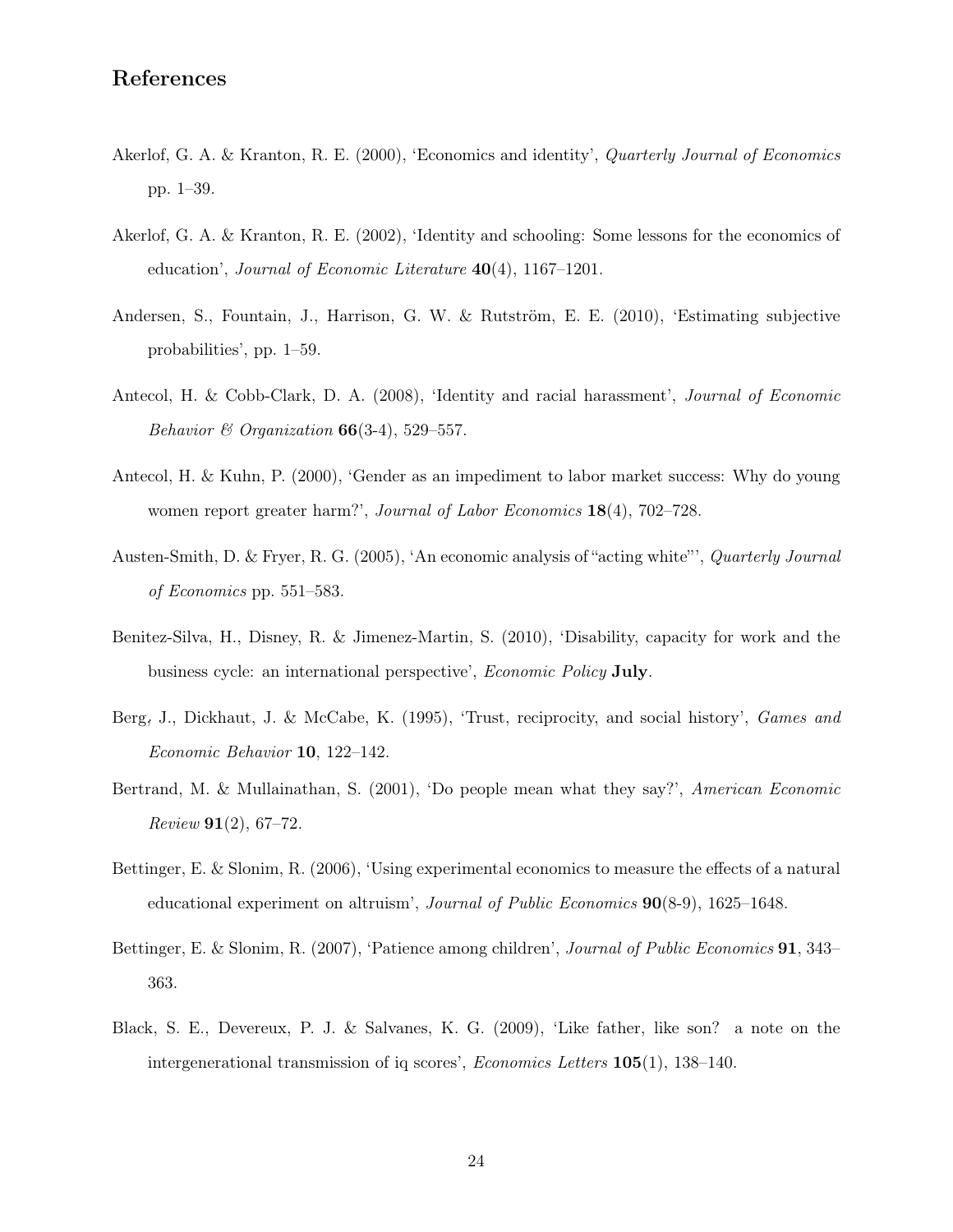# References

Akerlof, G. A. & Kranton, R. E. (2000), 'Economics and identity', *Quarterly Journal of Economics* pp. 1–39.

Akerlof, G. A. & Kranton, R. E. (2002), 'Identity and schooling: Some lessons for the economics of education', *Journal of Economic Literature* **40**(4), 1167–1201.

Andersen, S., Fountain, J., Harrison, G. W. & Rutström, E. E. (2010), 'Estimating subjective probabilities', pp. 1–59.

Antecol, H. & Cobb-Clark, D. A. (2008), 'Identity and racial harassment', *Journal of Economic Behavior & Organization* **66**(3-4), 529–557.

Antecol, H. & Kuhn, P. (2000), 'Gender as an impediment to labor market success: Why do young women report greater harm?', *Journal of Labor Economics* **18**(4), 702–728.

Austen-Smith, D. & Fryer, R. G. (2005), 'An economic analysis of "acting white"', *Quarterly Journal of Economics* pp. 551–583.

Benitez-Silva, H., Disney, R. & Jimenez-Martin, S. (2010), 'Disability, capacity for work and the business cycle: an international perspective', *Economic Policy* **July**.

Berg, J., Dickhaut, J. & McCabe, K. (1995), 'Trust, reciprocity, and social history', *Games and Economic Behavior* **10**, 122–142.

Bertrand, M. & Mullainathan, S. (2001), 'Do people mean what they say?', *American Economic Review* **91**(2), 67–72.

Bettinger, E. & Slonim, R. (2006), 'Using experimental economics to measure the effects of a natural educational experiment on altruism', *Journal of Public Economics* **90**(8-9), 1625–1648.

Bettinger, E. & Slonim, R. (2007), 'Patience among children', *Journal of Public Economics* **91**, 343–363.

Black, S. E., Devereux, P. J. & Salvanes, K. G. (2009), 'Like father, like son? a note on the intergenerational transmission of iq scores', *Economics Letters* **105**(1), 138–140.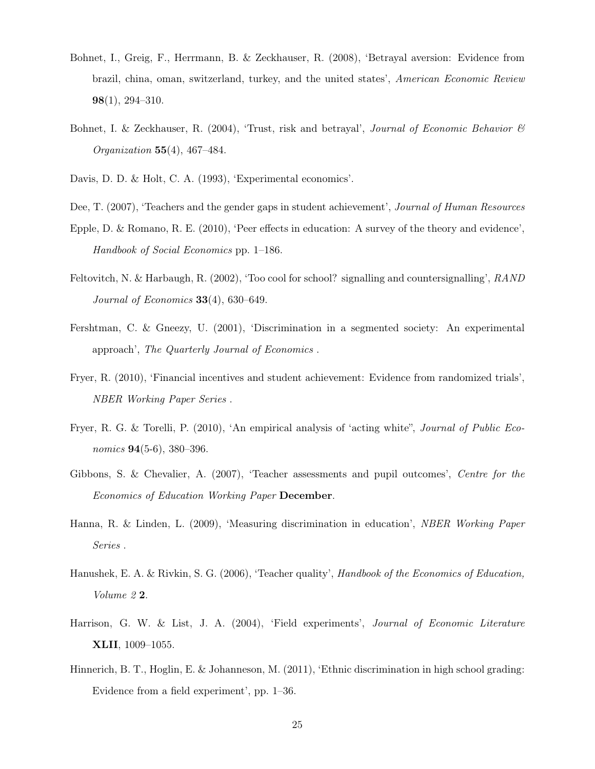Bohnet, I., Greig, F., Herrmann, B. & Zeckhauser, R. (2008), 'Betrayal aversion: Evidence from brazil, china, oman, switzerland, turkey, and the united states', *American Economic Review* **98**(1), 294–310.

Bohnet, I. & Zeckhauser, R. (2004), 'Trust, risk and betrayal', *Journal of Economic Behavior & Organization* **55**(4), 467–484.

Davis, D. D. & Holt, C. A. (1993), 'Experimental economics'.

Dee, T. (2007), 'Teachers and the gender gaps in student achievement', *Journal of Human Resources*

Epple, D. & Romano, R. E. (2010), 'Peer effects in education: A survey of the theory and evidence', *Handbook of Social Economics* pp. 1–186.

Feltovitch, N. & Harbaugh, R. (2002), 'Too cool for school? signalling and countersignalling', *RAND Journal of Economics* **33**(4), 630–649.

Fershtman, C. & Gneezy, U. (2001), 'Discrimination in a segmented society: An experimental approach', *The Quarterly Journal of Economics* .

Fryer, R. (2010), 'Financial incentives and student achievement: Evidence from randomized trials', *NBER Working Paper Series* .

Fryer, R. G. & Torelli, P. (2010), 'An empirical analysis of 'acting white'', *Journal of Public Economics* **94**(5-6), 380–396.

Gibbons, S. & Chevalier, A. (2007), 'Teacher assessments and pupil outcomes', *Centre for the Economics of Education Working Paper* **December**.

Hanna, R. & Linden, L. (2009), 'Measuring discrimination in education', *NBER Working Paper Series* .

Hanushek, E. A. & Rivkin, S. G. (2006), 'Teacher quality', *Handbook of the Economics of Education, Volume 2* **2**.

Harrison, G. W. & List, J. A. (2004), 'Field experiments', *Journal of Economic Literature* **XLII**, 1009–1055.

Hinnerich, B. T., Hoglin, E. & Johanneson, M. (2011), 'Ethnic discrimination in high school grading: Evidence from a field experiment', pp. 1–36.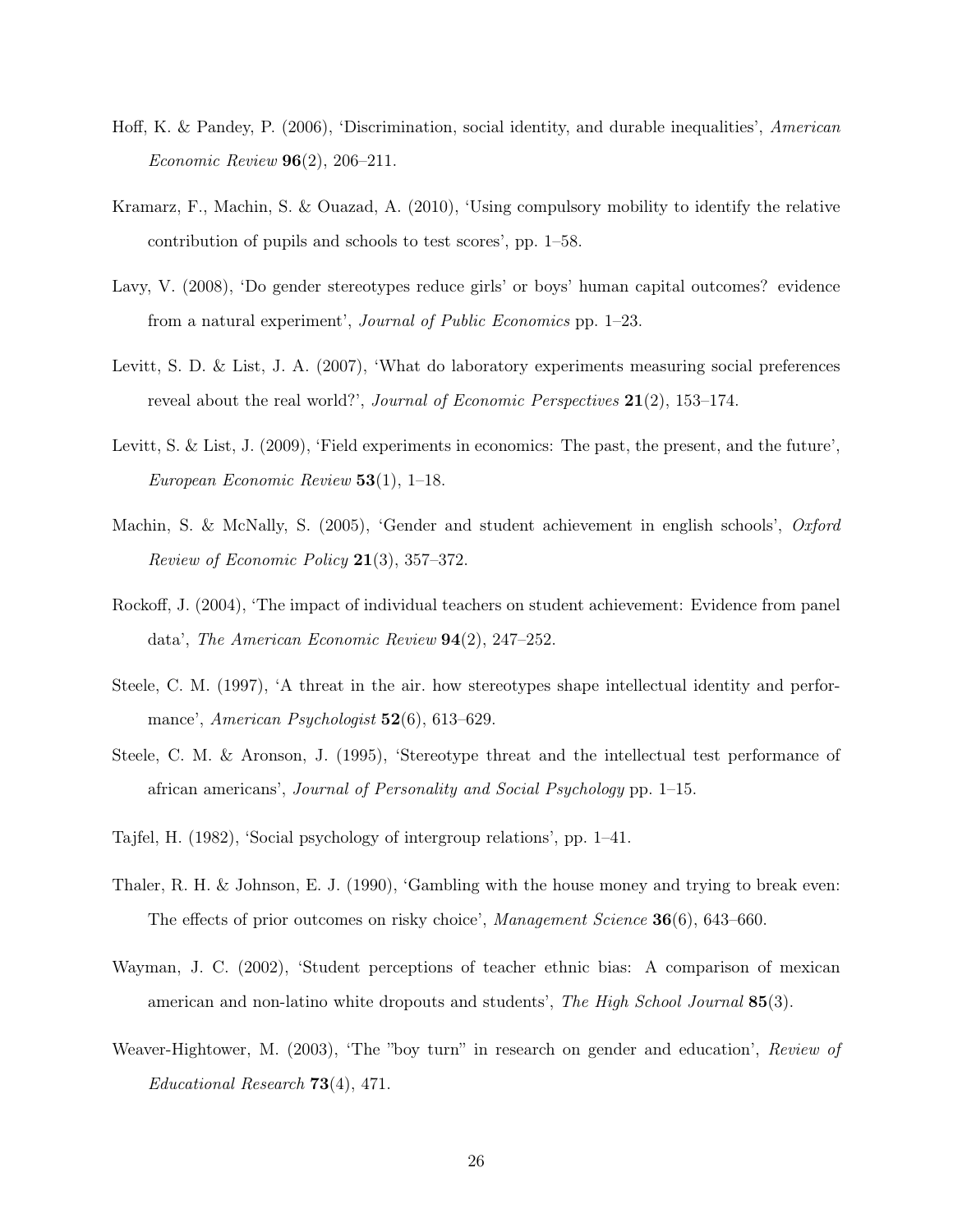Hoff, K. & Pandey, P. (2006), 'Discrimination, social identity, and durable inequalities', *American Economic Review* **96**(2), 206–211.

Kramarz, F., Machin, S. & Ouazad, A. (2010), 'Using compulsory mobility to identify the relative contribution of pupils and schools to test scores', pp. 1–58.

Lavy, V. (2008), 'Do gender stereotypes reduce girls' or boys' human capital outcomes? evidence from a natural experiment', *Journal of Public Economics* pp. 1–23.

Levitt, S. D. & List, J. A. (2007), 'What do laboratory experiments measuring social preferences reveal about the real world?', *Journal of Economic Perspectives* **21**(2), 153–174.

Levitt, S. & List, J. (2009), 'Field experiments in economics: The past, the present, and the future', *European Economic Review* **53**(1), 1–18.

Machin, S. & McNally, S. (2005), 'Gender and student achievement in english schools', *Oxford Review of Economic Policy* **21**(3), 357–372.

Rockoff, J. (2004), 'The impact of individual teachers on student achievement: Evidence from panel data', *The American Economic Review* **94**(2), 247–252.

Steele, C. M. (1997), 'A threat in the air. how stereotypes shape intellectual identity and performance', *American Psychologist* **52**(6), 613–629.

Steele, C. M. & Aronson, J. (1995), 'Stereotype threat and the intellectual test performance of african americans', *Journal of Personality and Social Psychology* pp. 1–15.

Tajfel, H. (1982), 'Social psychology of intergroup relations', pp. 1–41.

Thaler, R. H. & Johnson, E. J. (1990), 'Gambling with the house money and trying to break even: The effects of prior outcomes on risky choice', *Management Science* **36**(6), 643–660.

Wayman, J. C. (2002), 'Student perceptions of teacher ethnic bias: A comparison of mexican american and non-latino white dropouts and students', *The High School Journal* **85**(3).

Weaver-Hightower, M. (2003), 'The "boy turn" in research on gender and education', *Review of Educational Research* **73**(4), 471.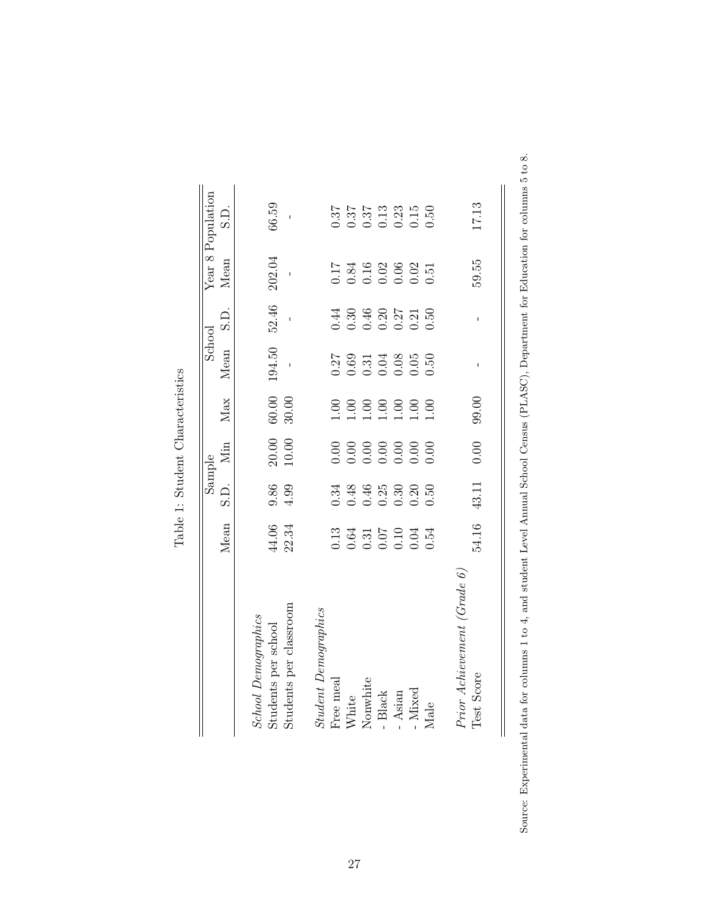Table 1: Student Characteristics

| | Sample | | | | School | | Year 8 Population | |
|---|---|---|---|---|---|---|---|---|
| | Mean | S.D. | Min | Max | Mean | S.D. | Mean | S.D. |
| *School Demographics* | | | | | | | | |
| Students per school | 44.06 | 9.86 | 20.00 | 60.00 | 194.50 | 52.46 | 202.04 | 66.59 |
| Students per classroom | 22.34 | 4.99 | 10.00 | 30.00 | - | - | - | - |
| *Student Demographics* | | | | | | | | |
| Free meal | 0.13 | 0.34 | 0.00 | 1.00 | 0.27 | 0.44 | 0.17 | 0.37 |
| White | 0.64 | 0.48 | 0.00 | 1.00 | 0.69 | 0.30 | 0.84 | 0.37 |
| Nonwhite | 0.31 | 0.46 | 0.00 | 1.00 | 0.31 | 0.46 | 0.16 | 0.37 |
| - Black | 0.07 | 0.25 | 0.00 | 1.00 | 0.04 | 0.20 | 0.02 | 0.13 |
| - Asian | 0.10 | 0.30 | 0.00 | 1.00 | 0.08 | 0.27 | 0.06 | 0.23 |
| - Mixed | 0.04 | 0.20 | 0.00 | 1.00 | 0.05 | 0.21 | 0.02 | 0.15 |
| Male | 0.54 | 0.50 | 0.00 | 1.00 | 0.50 | 0.50 | 0.51 | 0.50 |
| *Prior Achievement (Grade 6)* | | | | | | | | |
| Test Score | 54.16 | 43.11 | 0.00 | 99.00 | - | - | 59.55 | 17.13 |

Source: Experimental data for columns 1 to 4, and student Level Annual School Census (PLASC), Department for Education for columns 5 to 8.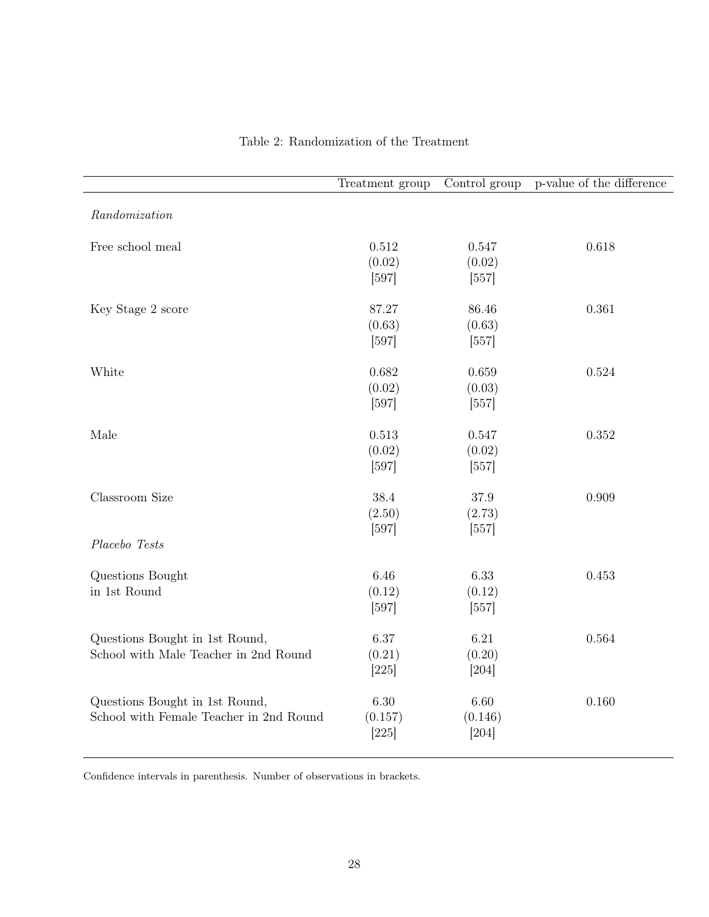Table 2: Randomization of the Treatment

| | Treatment group | Control group | p-value of the difference |
|---|---|---|---|
| *Randomization* | | | |
| Free school meal | 0.512 | 0.547 | 0.618 |
| | (0.02) | (0.02) | |
| | [597] | [557] | |
| Key Stage 2 score | 87.27 | 86.46 | 0.361 |
| | (0.63) | (0.63) | |
| | [597] | [557] | |
| White | 0.682 | 0.659 | 0.524 |
| | (0.02) | (0.03) | |
| | [597] | [557] | |
| Male | 0.513 | 0.547 | 0.352 |
| | (0.02) | (0.02) | |
| | [597] | [557] | |
| Classroom Size | 38.4 | 37.9 | 0.909 |
| | (2.50) | (2.73) | |
| | [597] | [557] | |
| *Placebo Tests* | | | |
| Questions Bought in 1st Round | 6.46 | 6.33 | 0.453 |
| | (0.12) | (0.12) | |
| | [597] | [557] | |
| Questions Bought in 1st Round, School with Male Teacher in 2nd Round | 6.37 | 6.21 | 0.564 |
| | (0.21) | (0.20) | |
| | [225] | [204] | |
| Questions Bought in 1st Round, School with Female Teacher in 2nd Round | 6.30 | 6.60 | 0.160 |
| | (0.157) | (0.146) | |
| | [225] | [204] | |

Confidence intervals in parenthesis. Number of observations in brackets.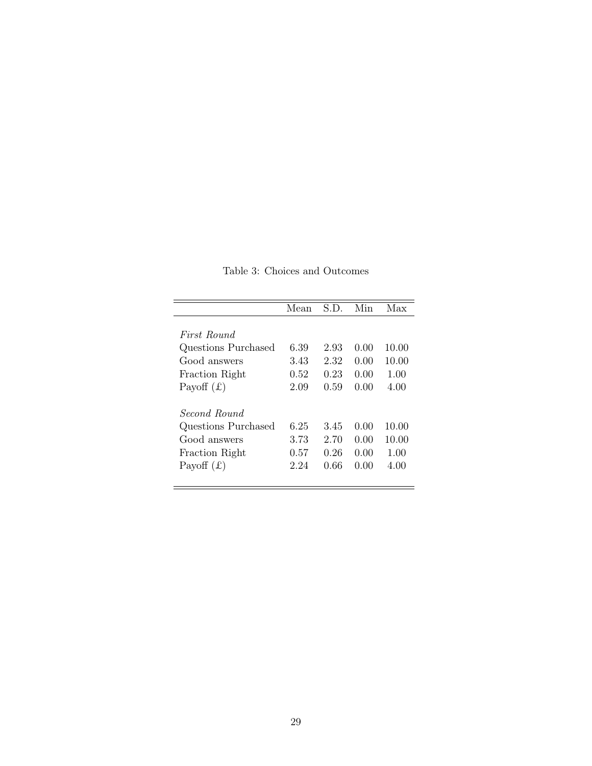Table 3: Choices and Outcomes

| | Mean | S.D. | Min | Max |
|---|---|---|---|---|
| *First Round* | | | | |
| Questions Purchased | 6.39 | 2.93 | 0.00 | 10.00 |
| Good answers | 3.43 | 2.32 | 0.00 | 10.00 |
| Fraction Right | 0.52 | 0.23 | 0.00 | 1.00 |
| Payoff (£) | 2.09 | 0.59 | 0.00 | 4.00 |
| *Second Round* | | | | |
| Questions Purchased | 6.25 | 3.45 | 0.00 | 10.00 |
| Good answers | 3.73 | 2.70 | 0.00 | 10.00 |
| Fraction Right | 0.57 | 0.26 | 0.00 | 1.00 |
| Payoff (£) | 2.24 | 0.66 | 0.00 | 4.00 |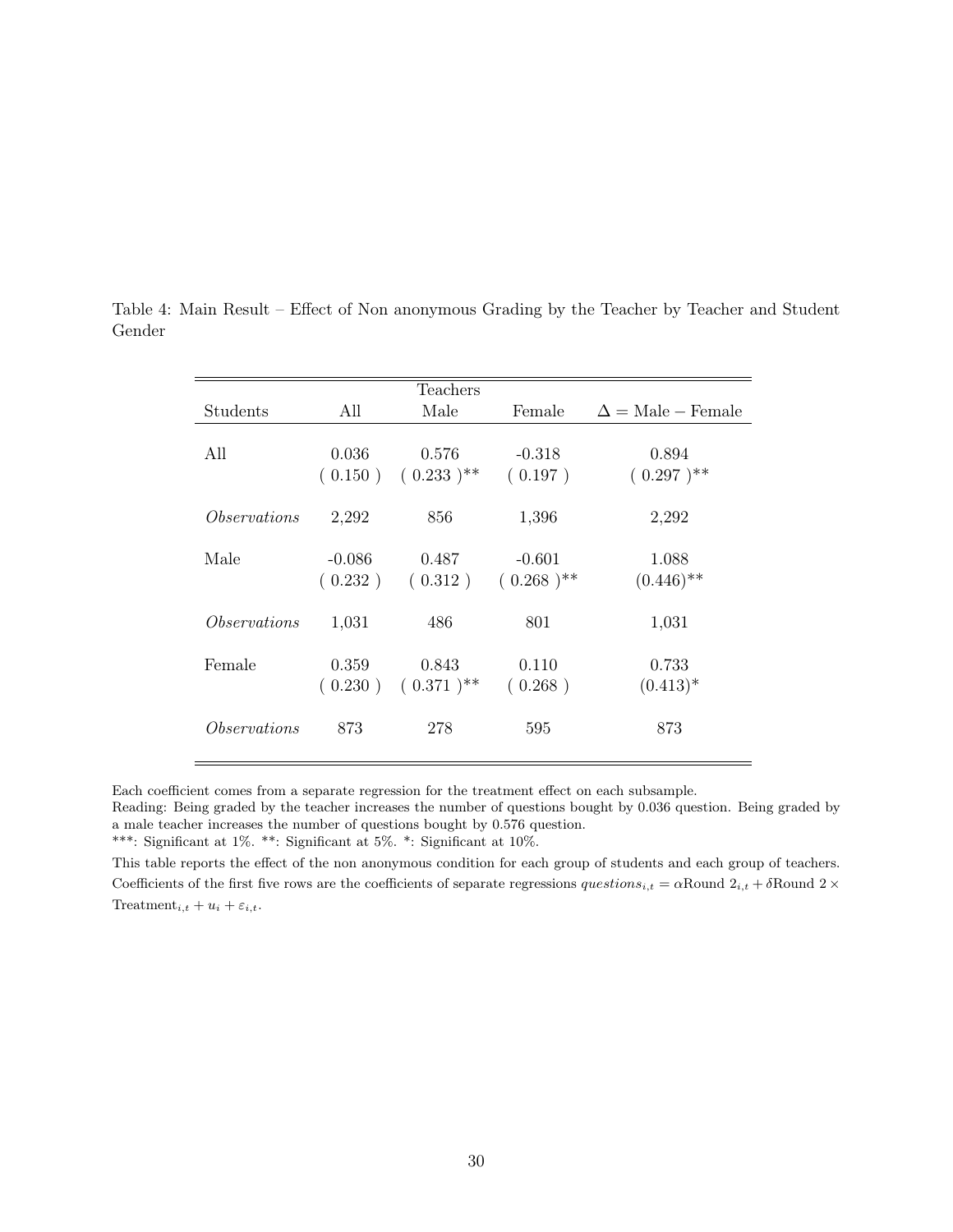Table 4: Main Result – Effect of Non anonymous Grading by the Teacher by Teacher and Student Gender

| | | Teachers | | |
|---|---|---|---|---|
| Students | All | Male | Female | $\Delta = \text{Male} - \text{Female}$ |
| All | 0.036 | 0.576 | -0.318 | 0.894 |
| | ( 0.150 ) | ( 0.233 )** | ( 0.197 ) | ( 0.297 )** |
| *Observations* | 2,292 | 856 | 1,396 | 2,292 |
| Male | -0.086 | 0.487 | -0.601 | 1.088 |
| | ( 0.232 ) | ( 0.312 ) | ( 0.268 )** | (0.446)** |
| *Observations* | 1,031 | 486 | 801 | 1,031 |
| Female | 0.359 | 0.843 | 0.110 | 0.733 |
| | ( 0.230 ) | ( 0.371 )** | ( 0.268 ) | (0.413)* |
| *Observations* | 873 | 278 | 595 | 873 |

Each coefficient comes from a separate regression for the treatment effect on each subsample.
Reading: Being graded by the teacher increases the number of questions bought by 0.036 question. Being graded by a male teacher increases the number of questions bought by 0.576 question.
***: Significant at 1%. **: Significant at 5%. *: Significant at 10%.

This table reports the effect of the non anonymous condition for each group of students and each group of teachers. Coefficients of the first five rows are the coefficients of separate regressions $questions_{i,t} = \alpha \text{Round } 2_{i,t} + \delta \text{Round } 2 \times \text{Treatment}_{i,t} + u_i + \varepsilon_{i,t}$.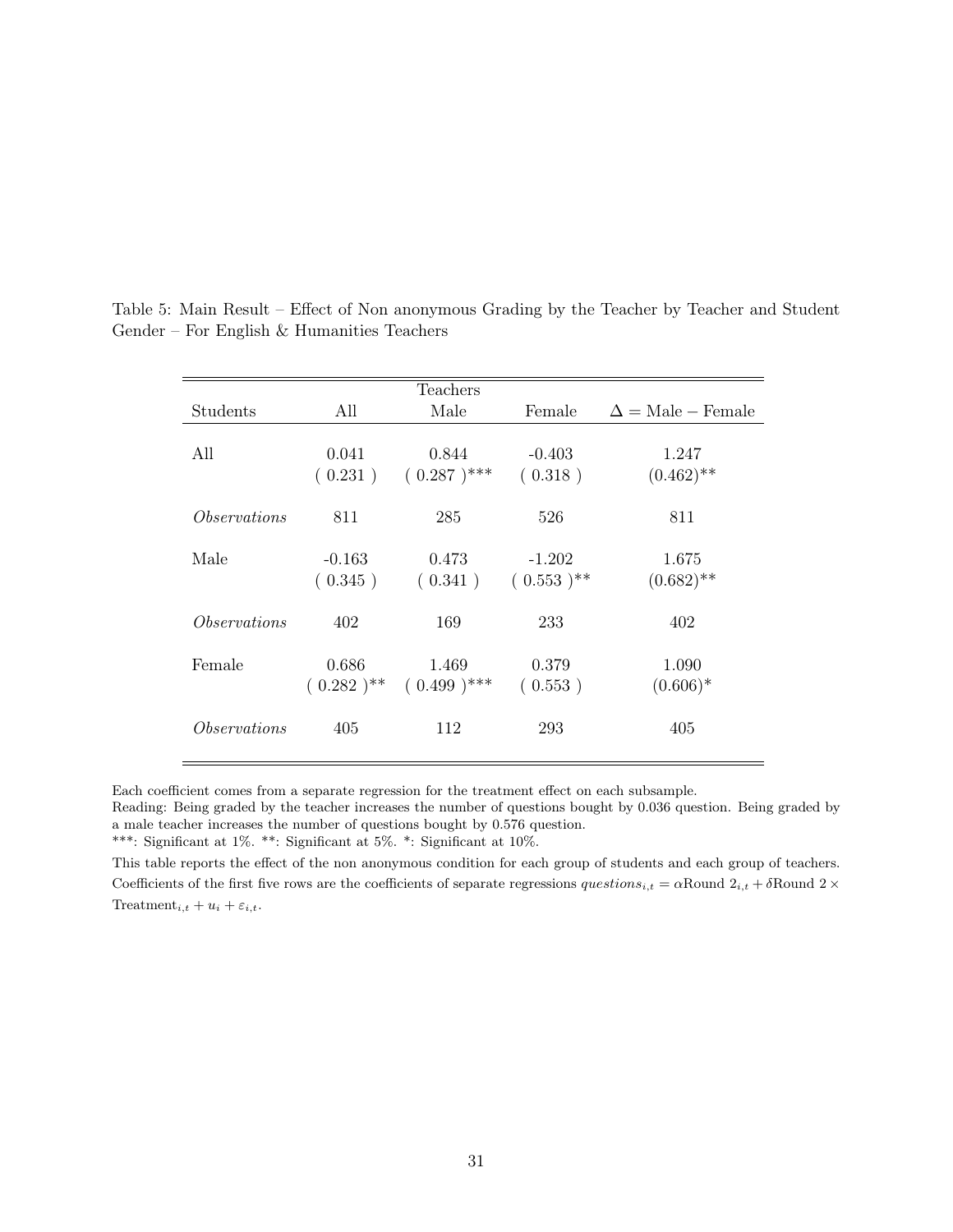Table 5: Main Result – Effect of Non anonymous Grading by the Teacher by Teacher and Student Gender – For English & Humanities Teachers

| | Teachers | | | |
|---|---|---|---|---|
| Students | All | Male | Female | $\Delta = \text{Male} - \text{Female}$ |
| All | 0.041 | 0.844 | -0.403 | 1.247 |
| | ( 0.231 ) | ( 0.287 )*** | ( 0.318 ) | (0.462)** |
| *Observations* | 811 | 285 | 526 | 811 |
| Male | -0.163 | 0.473 | -1.202 | 1.675 |
| | ( 0.345 ) | ( 0.341 ) | ( 0.553 )** | (0.682)** |
| *Observations* | 402 | 169 | 233 | 402 |
| Female | 0.686 | 1.469 | 0.379 | 1.090 |
| | ( 0.282 )** | ( 0.499 )*** | ( 0.553 ) | (0.606)* |
| *Observations* | 405 | 112 | 293 | 405 |

Each coefficient comes from a separate regression for the treatment effect on each subsample.
Reading: Being graded by the teacher increases the number of questions bought by 0.036 question. Being graded by a male teacher increases the number of questions bought by 0.576 question.
***: Significant at 1%. **: Significant at 5%. *: Significant at 10%.

This table reports the effect of the non anonymous condition for each group of students and each group of teachers. Coefficients of the first five rows are the coefficients of separate regressions $questions_{i,t} = \alpha \text{Round } 2_{i,t} + \delta \text{Round } 2 \times \text{Treatment}_{i,t} + u_i + \varepsilon_{i,t}$.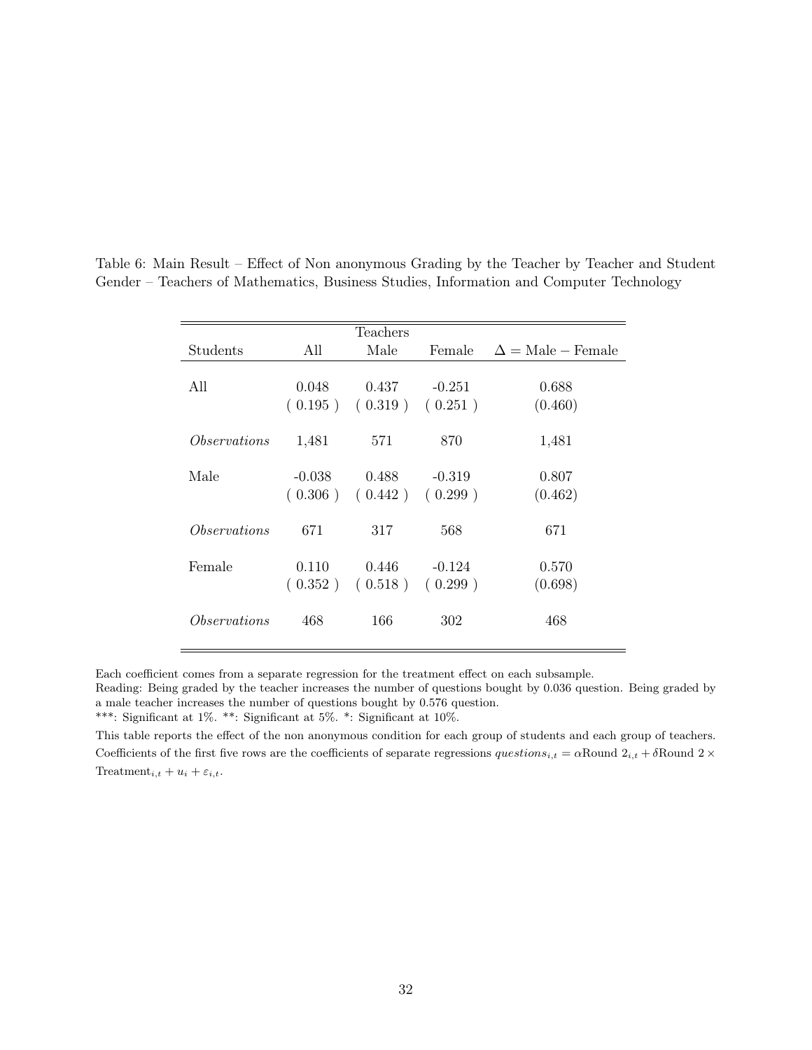Table 6: Main Result – Effect of Non anonymous Grading by the Teacher by Teacher and Student Gender – Teachers of Mathematics, Business Studies, Information and Computer Technology

| | Teachers | | | |
|---|---|---|---|---|
| Students | All | Male | Female | $\Delta = \text{Male} - \text{Female}$ |
| All | 0.048 | 0.437 | -0.251 | 0.688 |
| | ( 0.195 ) | ( 0.319 ) | ( 0.251 ) | (0.460) |
| *Observations* | 1,481 | 571 | 870 | 1,481 |
| Male | -0.038 | 0.488 | -0.319 | 0.807 |
| | ( 0.306 ) | ( 0.442 ) | ( 0.299 ) | (0.462) |
| *Observations* | 671 | 317 | 568 | 671 |
| Female | 0.110 | 0.446 | -0.124 | 0.570 |
| | ( 0.352 ) | ( 0.518 ) | ( 0.299 ) | (0.698) |
| *Observations* | 468 | 166 | 302 | 468 |

Each coefficient comes from a separate regression for the treatment effect on each subsample.
Reading: Being graded by the teacher increases the number of questions bought by 0.036 question. Being graded by a male teacher increases the number of questions bought by 0.576 question.
***: Significant at 1%. **: Significant at 5%. *: Significant at 10%.

This table reports the effect of the non anonymous condition for each group of students and each group of teachers. Coefficients of the first five rows are the coefficients of separate regressions $questions_{i,t} = \alpha \text{Round } 2_{i,t} + \delta \text{Round } 2 \times \text{Treatment}_{i,t} + u_i + \varepsilon_{i,t}$.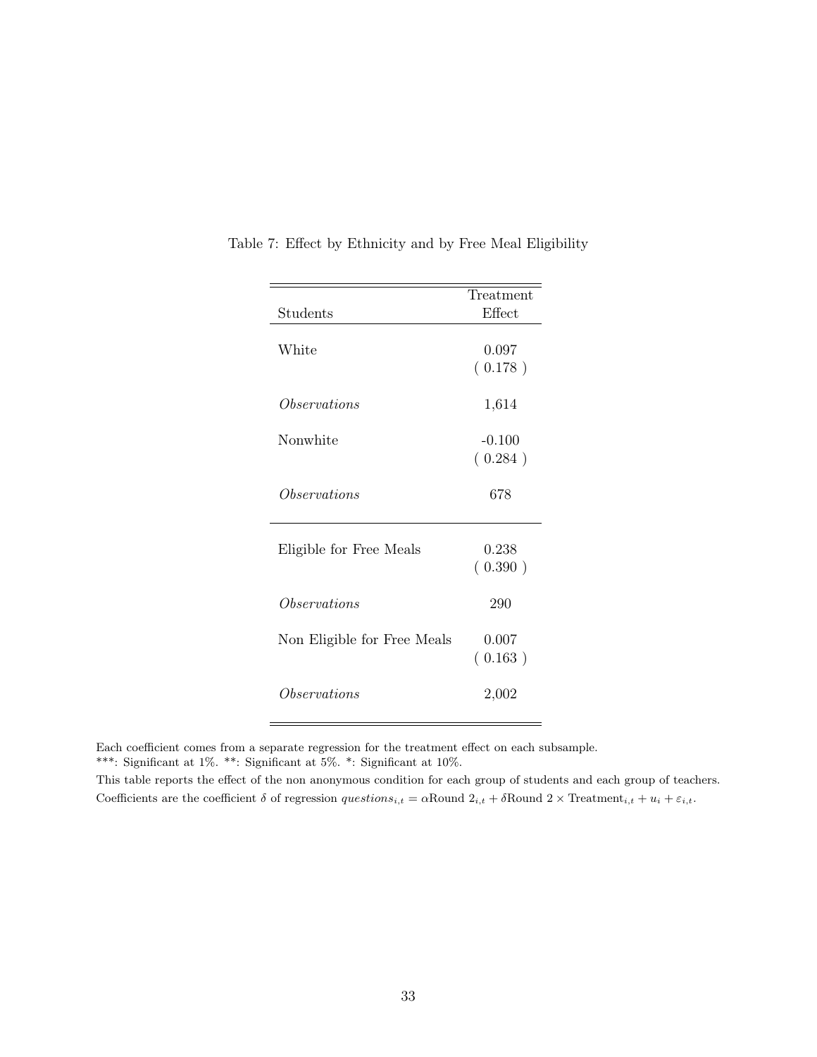Table 7: Effect by Ethnicity and by Free Meal Eligibility

| Students | Treatment Effect |
|---|---|
| White | 0.097 |
| | ( 0.178 ) |
| *Observations* | 1,614 |
| Nonwhite | -0.100 |
| | ( 0.284 ) |
| *Observations* | 678 |
| Eligible for Free Meals | 0.238 |
| | ( 0.390 ) |
| *Observations* | 290 |
| Non Eligible for Free Meals | 0.007 |
| | ( 0.163 ) |
| *Observations* | 2,002 |

Each coefficient comes from a separate regression for the treatment effect on each subsample.
***: Significant at 1%. **: Significant at 5%. *: Significant at 10%.
This table reports the effect of the non anonymous condition for each group of students and each group of teachers.
Coefficients are the coefficient $\delta$ of regression $questions_{i,t} = \alpha \text{Round } 2_{i,t} + \delta \text{Round } 2 \times \text{Treatment}_{i,t} + u_i + \varepsilon_{i,t}$.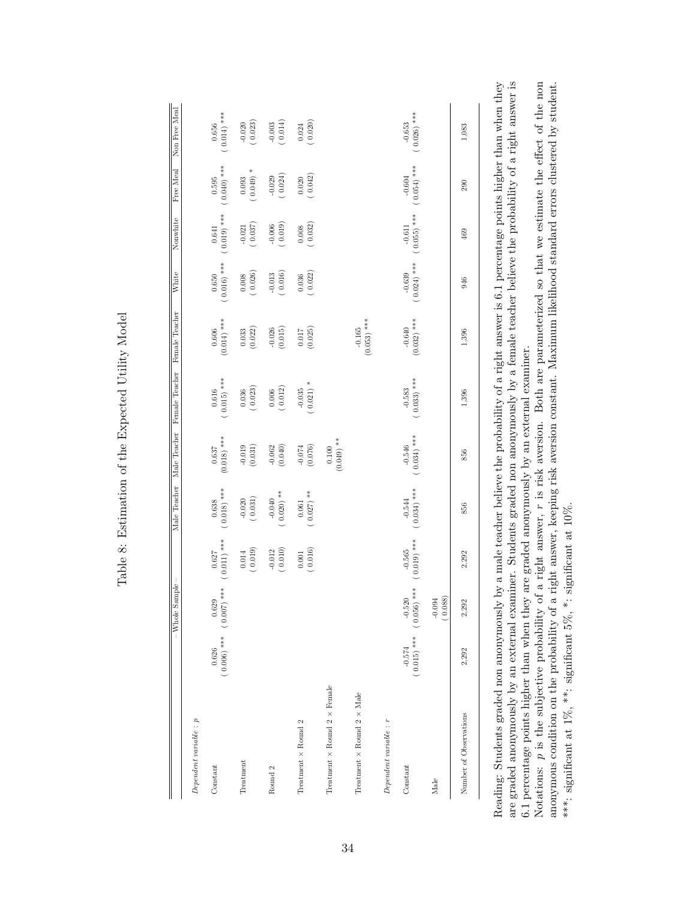# Table 8: Estimation of the Expected Utility Model

| | Whole Sample | | | Male Teacher | Male Teacher | Female Teacher | Female Teacher | White | Nonwhite | Free Meal | Non Free Meal |
|---|---|---|---|---|---|---|---|---|---|---|---|
| *Dependent variable : p* | | | | | | | | | | | |
| Constant | 0.626 (0.006) *** | 0.629 (0.007) *** | 0.627 (0.011) *** | 0.638 (0.018) *** | 0.637 (0.018) *** | 0.616 (0.015) *** | 0.606 (0.014) *** | 0.650 (0.016) *** | 0.641 (0.019) *** | 0.595 (0.040) *** | 0.656 (0.014) *** |
| Treatment | | | 0.014 (0.019) | -0.020 (0.031) | -0.019 (0.031) | 0.036 (0.023) | 0.033 (0.022) | 0.008 (0.026) | -0.021 (0.037) | 0.093 (0.049) * | -0.020 (0.023) |
| Round 2 | | | -0.012 (0.010) | -0.040 (0.020) ** | -0.062 (0.040) | 0.006 (0.012) | -0.026 (0.015) | -0.013 (0.016) | -0.006 (0.019) | -0.029 (0.024) | -0.003 (0.014) |
| Treatment × Round 2 | | | 0.001 (0.016) | 0.061 (0.027) ** | -0.074 (0.076) | -0.035 (0.021) * | 0.017 (0.025) | 0.036 (0.022) | 0.008 (0.032) | 0.020 (0.042) | 0.024 (0.020) |
| Treatment × Round 2 × Female | | | | | 0.100 (0.049) ** | | | | | | |
| Treatment × Round 2 × Male | | | | | | | -0.165 (0.053) *** | | | | |
| *Dependent variable : r* | | | | | | | | | | | |
| Constant | -0.574 (0.015) *** | -0.520 (0.056) *** | -0.565 (0.019) *** | -0.544 (0.034) *** | -0.546 (0.034) *** | -0.583 (0.033) *** | -0.640 (0.032) *** | -0.639 (0.024) *** | -0.611 (0.055) *** | -0.604 (0.054) *** | -0.653 (0.026) *** |
| Male | | -0.094 (0.088) | | | | | | | | | |
| Number of Observations | 2,292 | 2,292 | 2,292 | 856 | 856 | 1,396 | 1,396 | 946 | 469 | 290 | 1,083 |

Reading: Students graded non anonymously by a male teacher believe the probability of a right answer is 6.1 percentage points higher than when they are graded anonymously by an external examiner. Students graded non anonymously by a female teacher believe the probability of a right answer is 6.1 percentage points higher than when they are graded anonymously by an external examiner.
Notations: $p$ is the subjective probability of a right answer, $r$ is risk aversion. Both are parameterized so that we estimate the effect of the non anonymous condition on the probability of a right answer, keeping risk aversion constant. Maximum likelihood standard errors clustered by student.
***: significant at 1%, **: significant 5%, *: significant at 10%.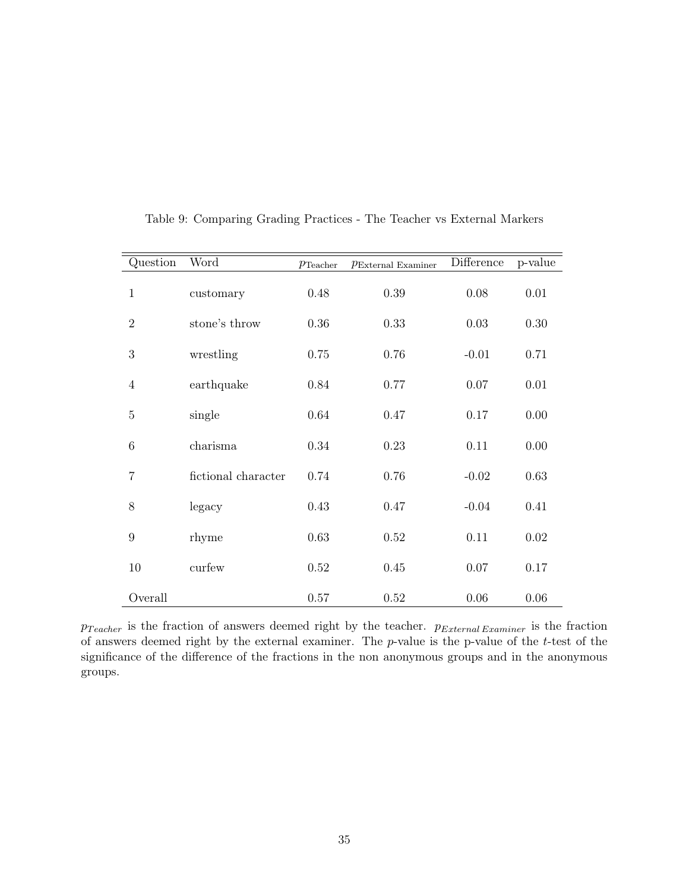Table 9: Comparing Grading Practices - The Teacher vs External Markers

| Question | Word | $p_{\text{Teacher}}$ | $p_{\text{External Examiner}}$ | Difference | p-value |
|---|---|---|---|---|---|
| 1 | customary | 0.48 | 0.39 | 0.08 | 0.01 |
| 2 | stone's throw | 0.36 | 0.33 | 0.03 | 0.30 |
| 3 | wrestling | 0.75 | 0.76 | -0.01 | 0.71 |
| 4 | earthquake | 0.84 | 0.77 | 0.07 | 0.01 |
| 5 | single | 0.64 | 0.47 | 0.17 | 0.00 |
| 6 | charisma | 0.34 | 0.23 | 0.11 | 0.00 |
| 7 | fictional character | 0.74 | 0.76 | -0.02 | 0.63 |
| 8 | legacy | 0.43 | 0.47 | -0.04 | 0.41 |
| 9 | rhyme | 0.63 | 0.52 | 0.11 | 0.02 |
| 10 | curfew | 0.52 | 0.45 | 0.07 | 0.17 |
| Overall | | 0.57 | 0.52 | 0.06 | 0.06 |

$p_{Teacher}$ is the fraction of answers deemed right by the teacher. $p_{External\,Examiner}$ is the fraction of answers deemed right by the external examiner. The $p$-value is the p-value of the $t$-test of the significance of the difference of the fractions in the non anonymous groups and in the anonymous groups.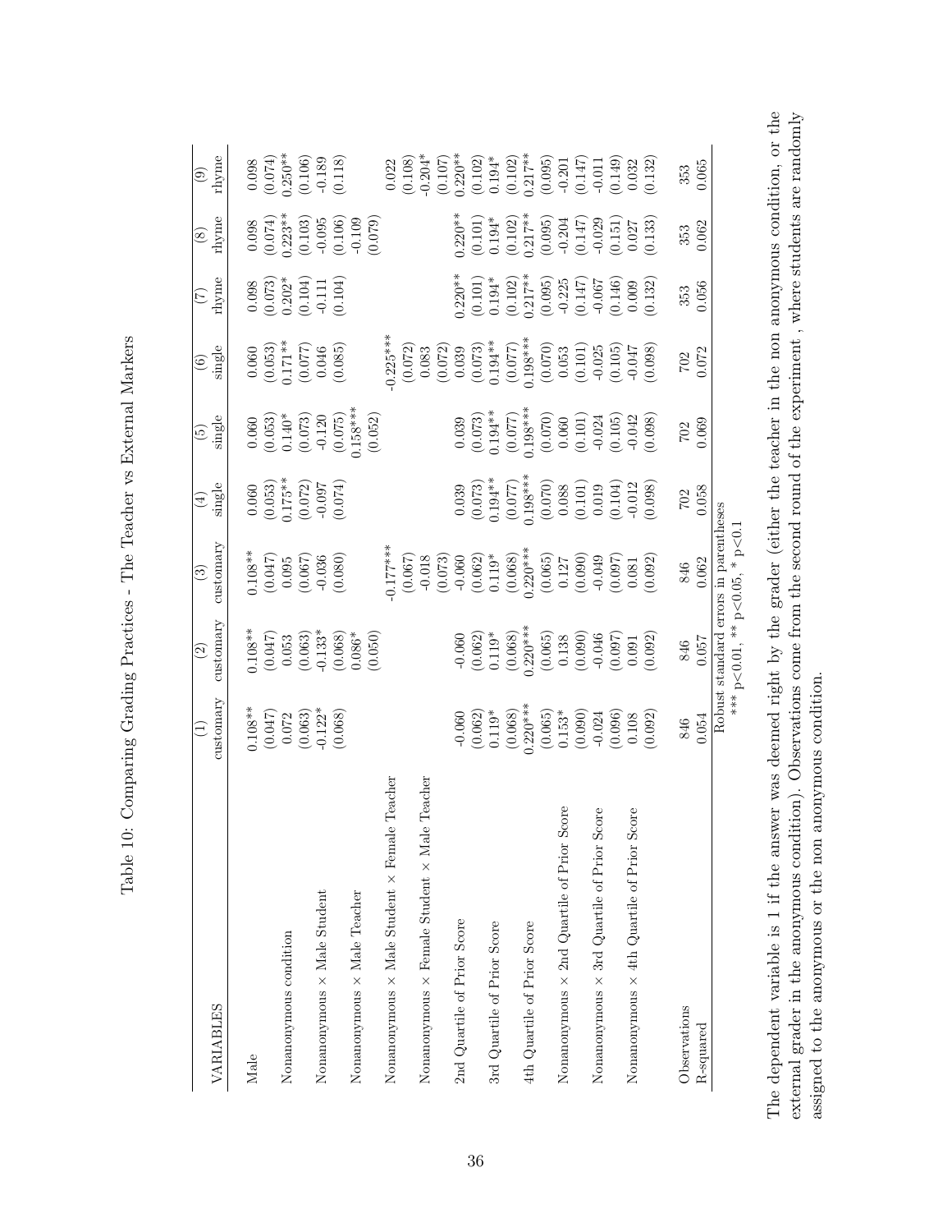Table 10: Comparing Grading Practices - The Teacher vs External Markers

| VARIABLES | (1) customary | (2) customary | (3) customary | (4) single | (5) single | (6) single | (7) rhyme | (8) rhyme | (9) rhyme |
|---|---|---|---|---|---|---|---|---|---|
| Male | 0.108** | 0.108** | 0.108** | 0.060 | 0.060 | 0.060 | 0.098 | 0.098 | 0.098 |
| | (0.047) | (0.047) | (0.047) | (0.053) | (0.053) | (0.053) | (0.073) | (0.074) | (0.074) |
| Nonanonymous condition | 0.072 | 0.053 | 0.095 | 0.175** | 0.140* | 0.171** | 0.202* | 0.223** | 0.250** |
| | (0.063) | (0.063) | (0.067) | (0.072) | (0.073) | (0.077) | (0.104) | (0.103) | (0.106) |
| Nonanonymous × Male Student | -0.122* | -0.133* | -0.036 | -0.097 | -0.120 | 0.046 | -0.111 | -0.095 | -0.189 |
| | (0.068) | (0.068) | (0.080) | (0.074) | (0.075) | (0.085) | (0.104) | (0.106) | (0.118) |
| Nonanonymous × Male Teacher | | 0.086* | | | 0.158*** | | | -0.109 | |
| | | (0.050) | | | (0.052) | | | (0.079) | |
| Nonanonymous × Male Student × Female Teacher | | | -0.177*** | | | -0.225*** | | | 0.022 |
| | | | (0.067) | | | (0.072) | | | (0.108) |
| Nonanonymous × Female Student × Male Teacher | | | -0.018 | | | 0.083 | | | -0.204* |
| | | | (0.073) | | | (0.072) | | | (0.107) |
| 2nd Quartile of Prior Score | -0.060 | -0.060 | -0.060 | 0.039 | 0.039 | 0.039 | 0.220** | 0.220** | 0.220** |
| | (0.062) | (0.062) | (0.062) | (0.073) | (0.073) | (0.073) | (0.101) | (0.101) | (0.102) |
| 3rd Quartile of Prior Score | 0.119* | 0.119* | 0.119* | 0.194** | 0.194** | 0.194** | 0.194* | 0.194* | 0.194* |
| | (0.068) | (0.068) | (0.068) | (0.077) | (0.077) | (0.077) | (0.102) | (0.102) | (0.102) |
| 4th Quartile of Prior Score | 0.220*** | 0.220*** | 0.220*** | 0.198*** | 0.198*** | 0.198*** | 0.217** | 0.217** | 0.217** |
| | (0.065) | (0.065) | (0.065) | (0.070) | (0.070) | (0.070) | (0.095) | (0.095) | (0.095) |
| Nonanonymous × 2nd Quartile of Prior Score | 0.153* | 0.138 | 0.127 | 0.088 | 0.060 | 0.053 | -0.225 | -0.204 | -0.201 |
| | (0.090) | (0.090) | (0.090) | (0.101) | (0.101) | (0.101) | (0.147) | (0.147) | (0.147) |
| Nonanonymous × 3rd Quartile of Prior Score | -0.024 | -0.046 | -0.049 | 0.019 | -0.024 | -0.025 | -0.067 | -0.029 | -0.011 |
| | (0.096) | (0.097) | (0.097) | (0.104) | (0.105) | (0.105) | (0.146) | (0.151) | (0.149) |
| Nonanonymous × 4th Quartile of Prior Score | 0.108 | 0.091 | 0.081 | -0.012 | -0.042 | -0.047 | 0.009 | 0.027 | 0.032 |
| | (0.092) | (0.092) | (0.092) | (0.098) | (0.098) | (0.098) | (0.132) | (0.133) | (0.132) |
| Observations | 846 | 846 | 846 | 702 | 702 | 702 | 353 | 353 | 353 |
| R-squared | 0.054 | 0.057 | 0.062 | 0.058 | 0.069 | 0.072 | 0.056 | 0.062 | 0.065 |

Robust standard errors in parentheses
*** p<0.01, ** p<0.05, * p<0.1

The dependent variable is 1 if the answer was deemed right by the grader (either the teacher in the non anonymous condition, or the external grader in the anonymous condition). Observations come from the second round of the experiment , where students are randomly assigned to the anonymous or the non anonymous condition.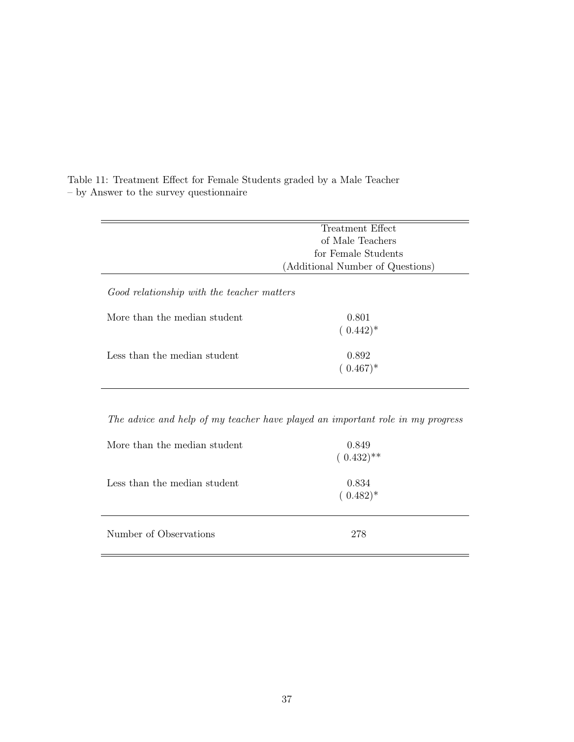Table 11: Treatment Effect for Female Students graded by a Male Teacher – by Answer to the survey questionnaire

| | Treatment Effect of Male Teachers for Female Students (Additional Number of Questions) |
|---|---|
| *Good relationship with the teacher matters* | |
| More than the median student | 0.801 |
| | ( 0.442)* |
| Less than the median student | 0.892 |
| | ( 0.467)* |
| *The advice and help of my teacher have played an important role in my progress* | |
| More than the median student | 0.849 |
| | ( 0.432)** |
| Less than the median student | 0.834 |
| | ( 0.482)* |
| Number of Observations | 278 |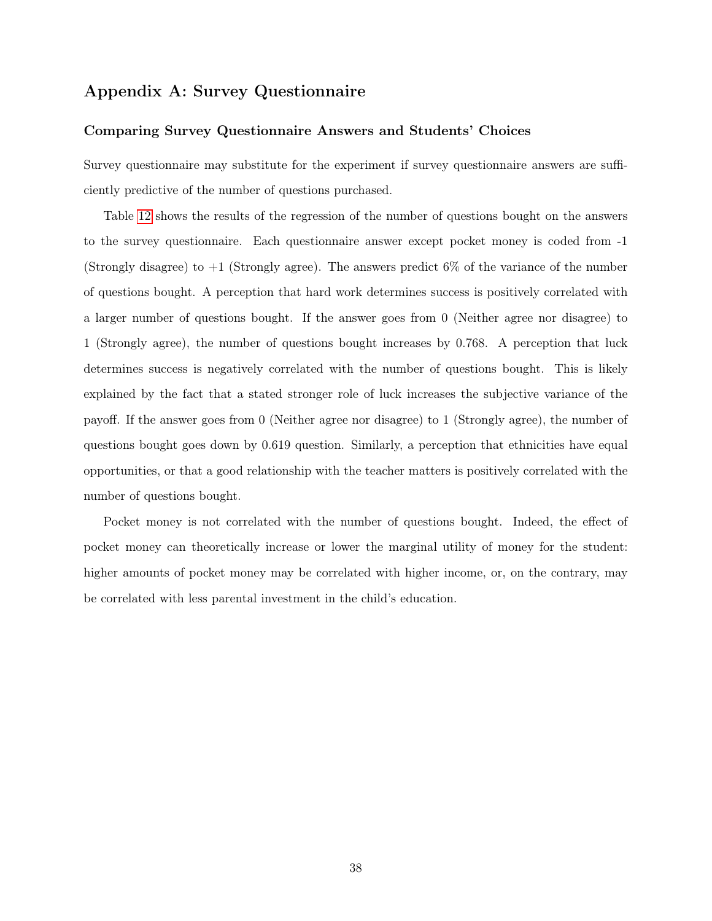# Appendix A: Survey Questionnaire

### Comparing Survey Questionnaire Answers and Students' Choices

Survey questionnaire may substitute for the experiment if survey questionnaire answers are sufficiently predictive of the number of questions purchased.

Table 12 shows the results of the regression of the number of questions bought on the answers to the survey questionnaire. Each questionnaire answer except pocket money is coded from -1 (Strongly disagree) to +1 (Strongly agree). The answers predict 6% of the variance of the number of questions bought. A perception that hard work determines success is positively correlated with a larger number of questions bought. If the answer goes from 0 (Neither agree nor disagree) to 1 (Strongly agree), the number of questions bought increases by 0.768. A perception that luck determines success is negatively correlated with the number of questions bought. This is likely explained by the fact that a stated stronger role of luck increases the subjective variance of the payoff. If the answer goes from 0 (Neither agree nor disagree) to 1 (Strongly agree), the number of questions bought goes down by 0.619 question. Similarly, a perception that ethnicities have equal opportunities, or that a good relationship with the teacher matters is positively correlated with the number of questions bought.

Pocket money is not correlated with the number of questions bought. Indeed, the effect of pocket money can theoretically increase or lower the marginal utility of money for the student: higher amounts of pocket money may be correlated with higher income, or, on the contrary, may be correlated with less parental investment in the child's education.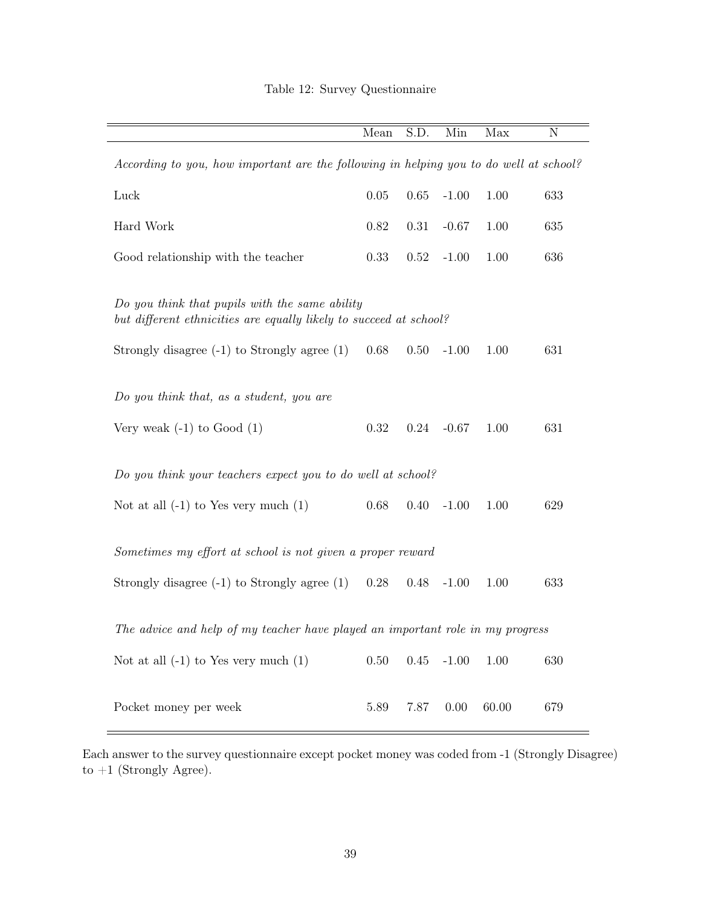Table 12: Survey Questionnaire

| | Mean | S.D. | Min | Max | N |
|---|---|---|---|---|---|
| *According to you, how important are the following in helping you to do well at school?* | | | | | |
| Luck | 0.05 | 0.65 | -1.00 | 1.00 | 633 |
| Hard Work | 0.82 | 0.31 | -0.67 | 1.00 | 635 |
| Good relationship with the teacher | 0.33 | 0.52 | -1.00 | 1.00 | 636 |
| *Do you think that pupils with the same ability but different ethnicities are equally likely to succeed at school?* | | | | | |
| Strongly disagree (-1) to Strongly agree (1) | 0.68 | 0.50 | -1.00 | 1.00 | 631 |
| *Do you think that, as a student, you are* | | | | | |
| Very weak (-1) to Good (1) | 0.32 | 0.24 | -0.67 | 1.00 | 631 |
| *Do you think your teachers expect you to do well at school?* | | | | | |
| Not at all (-1) to Yes very much (1) | 0.68 | 0.40 | -1.00 | 1.00 | 629 |
| *Sometimes my effort at school is not given a proper reward* | | | | | |
| Strongly disagree (-1) to Strongly agree (1) | 0.28 | 0.48 | -1.00 | 1.00 | 633 |
| *The advice and help of my teacher have played an important role in my progress* | | | | | |
| Not at all (-1) to Yes very much (1) | 0.50 | 0.45 | -1.00 | 1.00 | 630 |
| Pocket money per week | 5.89 | 7.87 | 0.00 | 60.00 | 679 |

Each answer to the survey questionnaire except pocket money was coded from -1 (Strongly Disagree) to +1 (Strongly Agree).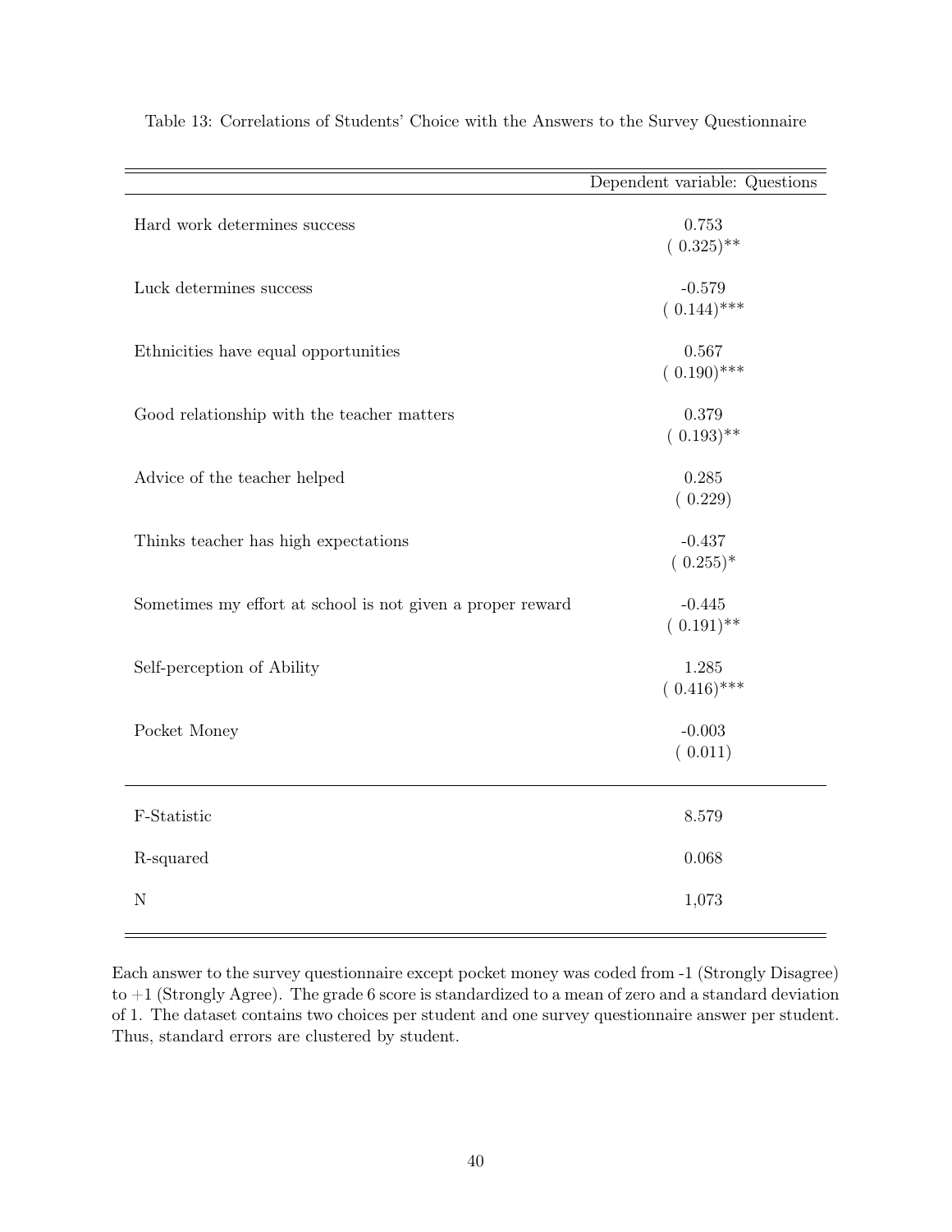Table 13: Correlations of Students' Choice with the Answers to the Survey Questionnaire

| | Dependent variable: Questions |
|---|---|
| Hard work determines success | 0.753 |
| | ( 0.325)** |
| Luck determines success | -0.579 |
| | ( 0.144)*** |
| Ethnicities have equal opportunities | 0.567 |
| | ( 0.190)*** |
| Good relationship with the teacher matters | 0.379 |
| | ( 0.193)** |
| Advice of the teacher helped | 0.285 |
| | ( 0.229) |
| Thinks teacher has high expectations | -0.437 |
| | ( 0.255)* |
| Sometimes my effort at school is not given a proper reward | -0.445 |
| | ( 0.191)** |
| Self-perception of Ability | 1.285 |
| | ( 0.416)*** |
| Pocket Money | -0.003 |
| | ( 0.011) |
| F-Statistic | 8.579 |
| R-squared | 0.068 |
| N | 1,073 |

Each answer to the survey questionnaire except pocket money was coded from -1 (Strongly Disagree) to +1 (Strongly Agree). The grade 6 score is standardized to a mean of zero and a standard deviation of 1. The dataset contains two choices per student and one survey questionnaire answer per student. Thus, standard errors are clustered by student.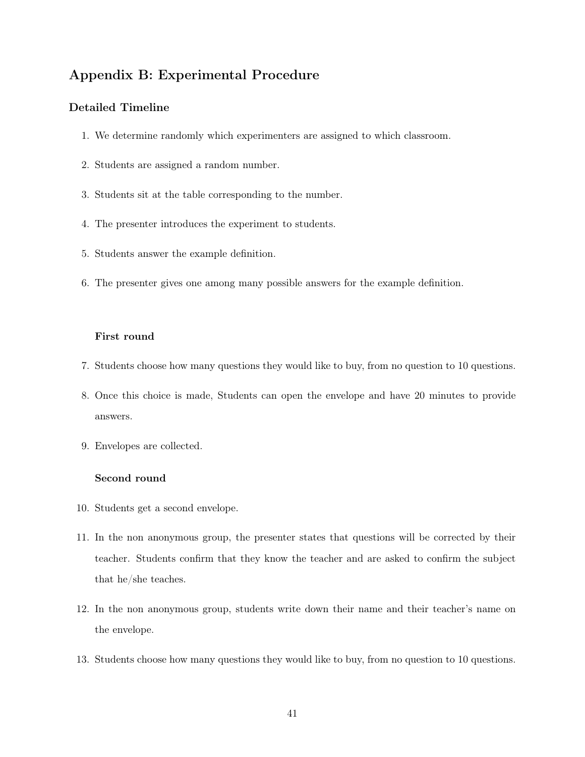## Appendix B: Experimental Procedure

### Detailed Timeline

1. We determine randomly which experimenters are assigned to which classroom.
2. Students are assigned a random number.
3. Students sit at the table corresponding to the number.
4. The presenter introduces the experiment to students.
5. Students answer the example definition.
6. The presenter gives one among many possible answers for the example definition.

**First round**

7. Students choose how many questions they would like to buy, from no question to 10 questions.
8. Once this choice is made, Students can open the envelope and have 20 minutes to provide answers.
9. Envelopes are collected.

**Second round**

10. Students get a second envelope.
11. In the non anonymous group, the presenter states that questions will be corrected by their teacher. Students confirm that they know the teacher and are asked to confirm the subject that he/she teaches.
12. In the non anonymous group, students write down their name and their teacher's name on the envelope.
13. Students choose how many questions they would like to buy, from no question to 10 questions.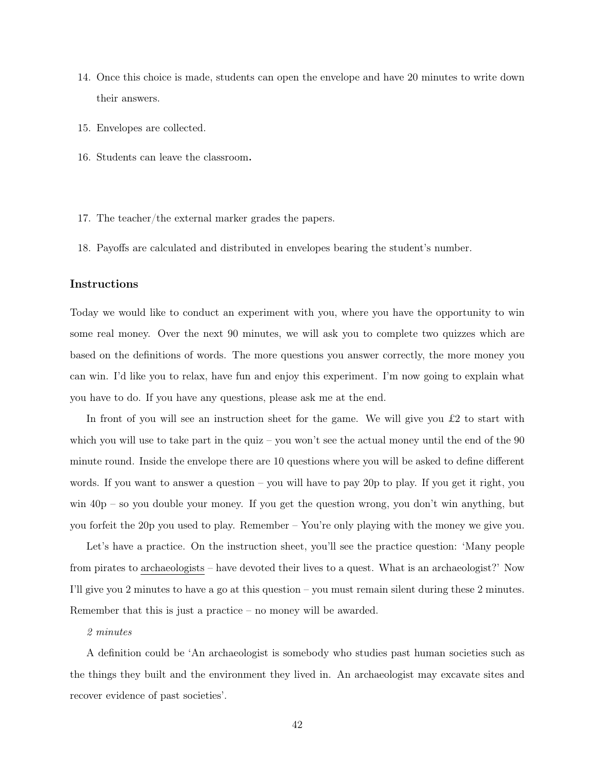14. Once this choice is made, students can open the envelope and have 20 minutes to write down their answers.
15. Envelopes are collected.
16. Students can leave the classroom.
17. The teacher/the external marker grades the papers.
18. Payoffs are calculated and distributed in envelopes bearing the student's number.

### Instructions

Today we would like to conduct an experiment with you, where you have the opportunity to win some real money. Over the next 90 minutes, we will ask you to complete two quizzes which are based on the definitions of words. The more questions you answer correctly, the more money you can win. I'd like you to relax, have fun and enjoy this experiment. I'm now going to explain what you have to do. If you have any questions, please ask me at the end.

In front of you will see an instruction sheet for the game. We will give you £2 to start with which you will use to take part in the quiz – you won't see the actual money until the end of the 90 minute round. Inside the envelope there are 10 questions where you will be asked to define different words. If you want to answer a question – you will have to pay 20p to play. If you get it right, you win 40p – so you double your money. If you get the question wrong, you don't win anything, but you forfeit the 20p you used to play. Remember – You're only playing with the money we give you.

Let's have a practice. On the instruction sheet, you'll see the practice question: 'Many people from pirates to archaeologists – have devoted their lives to a quest. What is an archaeologist?' Now I'll give you 2 minutes to have a go at this question – you must remain silent during these 2 minutes. Remember that this is just a practice – no money will be awarded.

*2 minutes*

A definition could be 'An archaeologist is somebody who studies past human societies such as the things they built and the environment they lived in. An archaeologist may excavate sites and recover evidence of past societies'.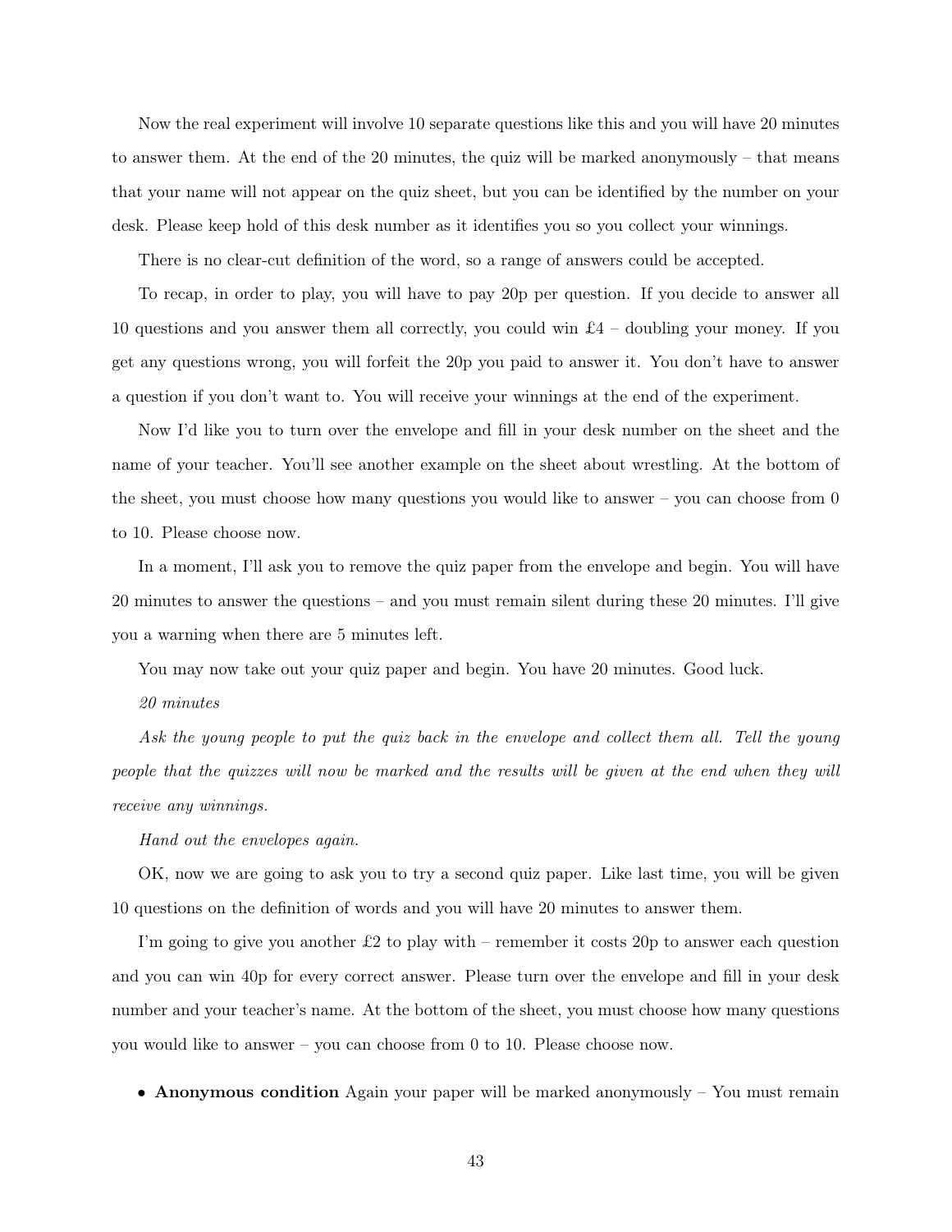Now the real experiment will involve 10 separate questions like this and you will have 20 minutes to answer them. At the end of the 20 minutes, the quiz will be marked anonymously – that means that your name will not appear on the quiz sheet, but you can be identified by the number on your desk. Please keep hold of this desk number as it identifies you so you collect your winnings.

There is no clear-cut definition of the word, so a range of answers could be accepted.

To recap, in order to play, you will have to pay 20p per question. If you decide to answer all 10 questions and you answer them all correctly, you could win £4 – doubling your money. If you get any questions wrong, you will forfeit the 20p you paid to answer it. You don't have to answer a question if you don't want to. You will receive your winnings at the end of the experiment.

Now I'd like you to turn over the envelope and fill in your desk number on the sheet and the name of your teacher. You'll see another example on the sheet about wrestling. At the bottom of the sheet, you must choose how many questions you would like to answer – you can choose from 0 to 10. Please choose now.

In a moment, I'll ask you to remove the quiz paper from the envelope and begin. You will have 20 minutes to answer the questions – and you must remain silent during these 20 minutes. I'll give you a warning when there are 5 minutes left.

You may now take out your quiz paper and begin. You have 20 minutes. Good luck.

*20 minutes*

*Ask the young people to put the quiz back in the envelope and collect them all. Tell the young people that the quizzes will now be marked and the results will be given at the end when they will receive any winnings.*

*Hand out the envelopes again.*

OK, now we are going to ask you to try a second quiz paper. Like last time, you will be given 10 questions on the definition of words and you will have 20 minutes to answer them.

I'm going to give you another £2 to play with – remember it costs 20p to answer each question and you can win 40p for every correct answer. Please turn over the envelope and fill in your desk number and your teacher's name. At the bottom of the sheet, you must choose how many questions you would like to answer – you can choose from 0 to 10. Please choose now.

- **Anonymous condition** Again your paper will be marked anonymously – You must remain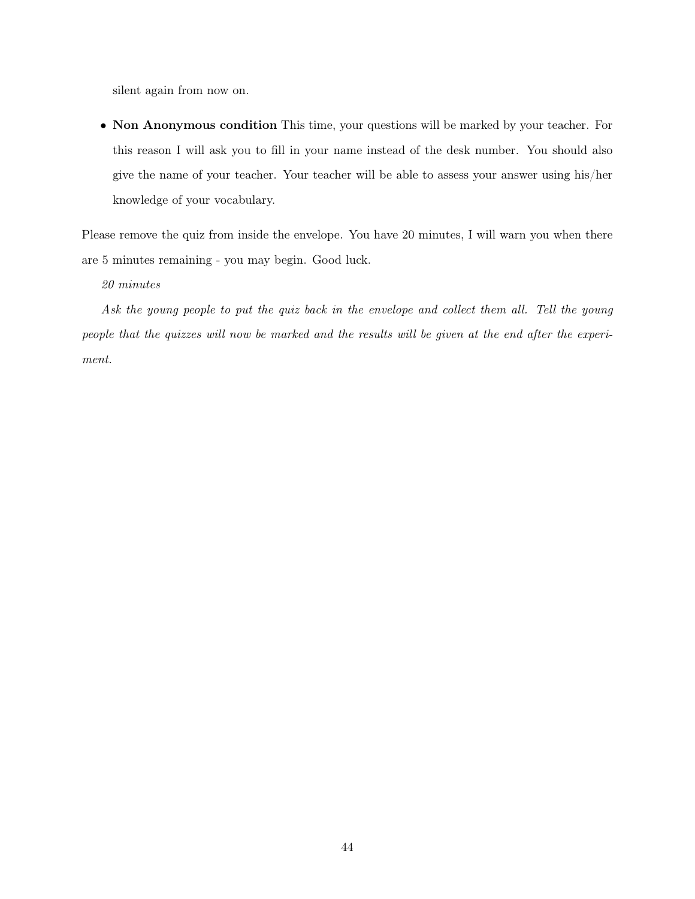silent again from now on.

- **Non Anonymous condition** This time, your questions will be marked by your teacher. For this reason I will ask you to fill in your name instead of the desk number. You should also give the name of your teacher. Your teacher will be able to assess your answer using his/her knowledge of your vocabulary.

Please remove the quiz from inside the envelope. You have 20 minutes, I will warn you when there are 5 minutes remaining - you may begin. Good luck.

*20 minutes*

*Ask the young people to put the quiz back in the envelope and collect them all. Tell the young people that the quizzes will now be marked and the results will be given at the end after the experiment.*